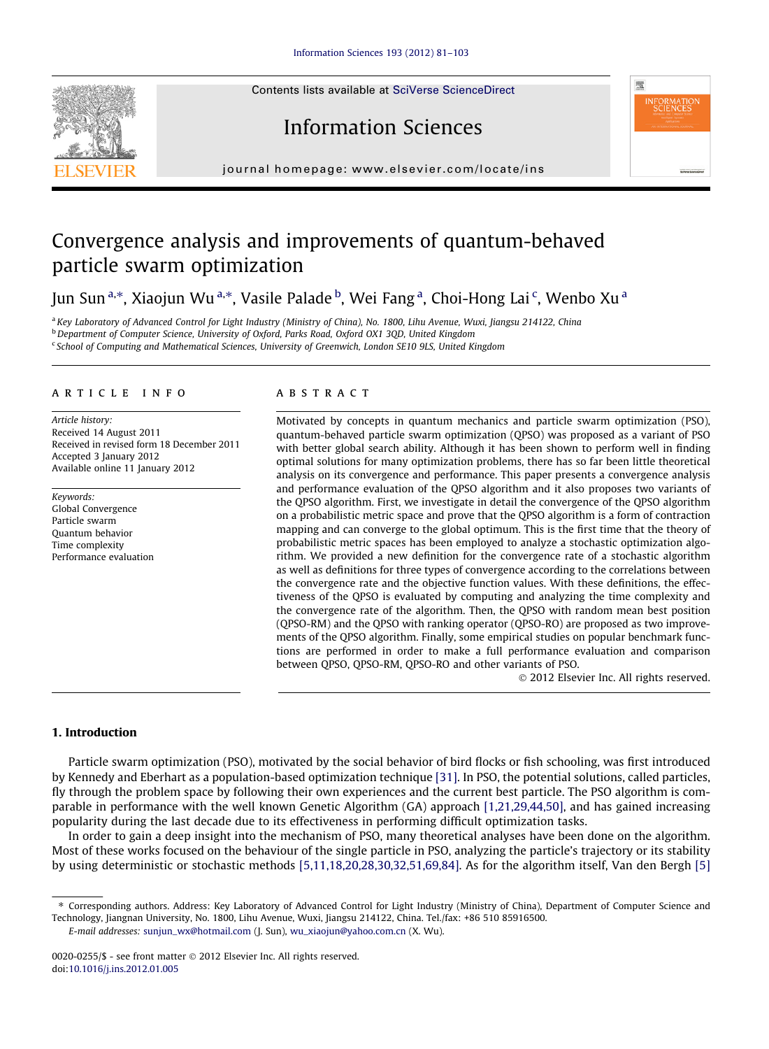Contents lists available at SciVerse ScienceDirect

# Information Sciences

journal homepage: www.elsevier.com/locate/ins

# Convergence analysis and improvements of quantum-behaved particle swarm optimization

Jun Sun [a,*], Xiaojun Wu [a,*], Vasile Palade [b], Wei Fang [a], Choi-Hong Lai [c], Wenbo Xu [a]

[a] Key Laboratory of Advanced Control for Light Industry (Ministry of China), No. 1800, Lihu Avenue, Wuxi, Jiangsu 214122, China
[b] Department of Computer Science, University of Oxford, Parks Road, Oxford OX1 3QD, United Kingdom
[c] School of Computing and Mathematical Sciences, University of Greenwich, London SE10 9LS, United Kingdom

## ARTICLE INFO

*Article history:*
Received 14 August 2011
Received in revised form 18 December 2011
Accepted 3 January 2012
Available online 11 January 2012

*Keywords:*
Global Convergence
Particle swarm
Quantum behavior
Time complexity
Performance evaluation

## ABSTRACT

Motivated by concepts in quantum mechanics and particle swarm optimization (PSO), quantum-behaved particle swarm optimization (QPSO) was proposed as a variant of PSO with better global search ability. Although it has been shown to perform well in finding optimal solutions for many optimization problems, there has so far been little theoretical analysis on its convergence and performance. This paper presents a convergence analysis and performance evaluation of the QPSO algorithm and it also proposes two variants of the QPSO algorithm. First, we investigate in detail the convergence of the QPSO algorithm on a probabilistic metric space and prove that the QPSO algorithm is a form of contraction mapping and can converge to the global optimum. This is the first time that the theory of probabilistic metric spaces has been employed to analyze a stochastic optimization algorithm. We provided a new definition for the convergence rate of a stochastic algorithm as well as definitions for three types of convergence according to the correlations between the convergence rate and the objective function values. With these definitions, the effectiveness of the QPSO is evaluated by computing and analyzing the time complexity and the convergence rate of the algorithm. Then, the QPSO with random mean best position (QPSO-RM) and the QPSO with ranking operator (QPSO-RO) are proposed as two improvements of the QPSO algorithm. Finally, some empirical studies on popular benchmark functions are performed in order to make a full performed evaluation and comparison between QPSO, QPSO-RM, QPSO-RO and other variants of PSO.

© 2012 Elsevier Inc. All rights reserved.

## 1. Introduction

Particle swarm optimization (PSO), motivated by the social behavior of bird flocks or fish schooling, was first introduced by Kennedy and Eberhart as a population-based optimization technique [31]. In PSO, the potential solutions, called particles, fly through the problem space by following their own experiences and the current best particle. The PSO algorithm is comparable in performance with the well known Genetic Algorithm (GA) approach [1,21,29,44,50], and has gained increasing popularity during the last decade due to its effectiveness in performing difficult optimization tasks.

In order to gain a deep insight into the mechanism of PSO, many theoretical analyses have been done on the algorithm. Most of these works focused on the behaviour of the single particle in PSO, analyzing the particle's trajectory or its stability by using deterministic or stochastic methods [5,11,18,20,28,30,32,51,69,84]. As for the algorithm itself, Van den Bergh [5]

---

* Corresponding authors. Address: Key Laboratory of Advanced Control for Light Industry (Ministry of China), Department of Computer Science and Technology, Jiangnan University, No. 1800, Lihu Avenue, Wuxi, Jiangsu 214122, China. Tel./fax: +86 510 85916500.
*E-mail addresses:* sunjun_wx@hotmail.com (J. Sun), wu_xiaojun@yahoo.com.cn (X. Wu).

0020-0255/$ - see front matter © 2012 Elsevier Inc. All rights reserved.
doi:10.1016/j.ins.2012.01.005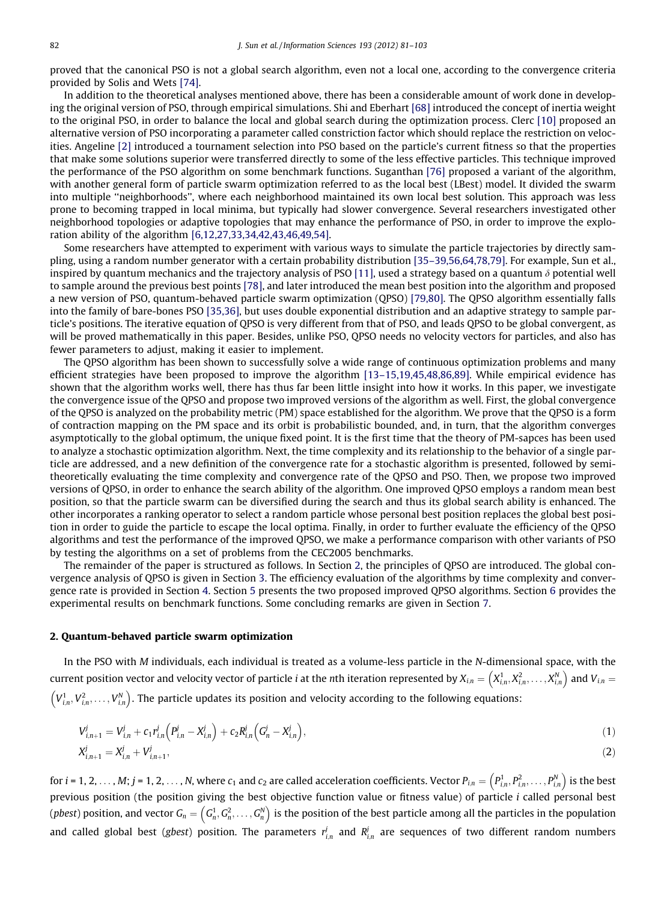proved that the canonical PSO is not a global search algorithm, even not a local one, according to the convergence criteria provided by Solis and Wets [74].

In addition to the theoretical analyses mentioned above, there has been a considerable amount of work done in developing the original version of PSO, through empirical simulations. Shi and Eberhart [68] introduced the concept of inertia weight to the original PSO, in order to balance the local and global search during the optimization process. Clerc [10] proposed an alternative version of PSO incorporating a parameter called constriction factor which should replace the restriction on velocities. Angeline [2] introduced a tournament selection into PSO based on the particle's current fitness so that the properties that make some solutions superior were transferred directly to some of the less effective particles. This technique improved the performance of the PSO algorithm on some benchmark functions. Suganthan [76] proposed a variant of the algorithm, with another general form of particle swarm optimization referred to as the local best (LBest) model. It divided the swarm into multiple "neighborhoods", where each neighborhood maintained its own local best solution. This approach was less prone to becoming trapped in local minima, but typically had slower convergence. Several researchers investigated other neighborhood topologies or adaptive topologies that may enhance the performance of PSO, in order to improve the exploration ability of the algorithm [6,12,27,33,34,42,43,46,49,54].

Some researchers have attempted to experiment with various ways to simulate the particle trajectories by directly sampling, using a random number generator with a certain probability distribution [35–39,56,64,78,79]. For example, Sun et al., inspired by quantum mechanics and the trajectory analysis of PSO [11], used a strategy based on a quantum $\delta$ potential well to sample around the previous best points [78], and later introduced the mean best position into the algorithm and proposed a new version of PSO, quantum-behaved particle swarm optimization (QPSO) [79,80]. The QPSO algorithm essentially falls into the family of bare-bones PSO [35,36], but uses double exponential distribution and an adaptive strategy to sample particle's positions. The iterative equation of QPSO is very different from that of PSO, and leads QPSO to be global convergent, as will be proved mathematically in this paper. Besides, unlike PSO, QPSO needs no velocity vectors for particles, and also has fewer parameters to adjust, making it easier to implement.

The QPSO algorithm has been shown to successfully solve a wide range of continuous optimization problems and many efficient strategies have been proposed to improve the algorithm [13–15,19,45,48,86,89]. While empirical evidence has shown that the algorithm works well, there has thus far been little insight into how it works. In this paper, we investigate the convergence issue of the QPSO and propose two improved versions of the algorithm as well. First, the global convergence of the QPSO is analyzed on the probability metric (PM) space established for the algorithm. We prove that the QPSO is a form of contraction mapping on the PM space and its orbit is probabilistic bounded, and, in turn, that the algorithm converges asymptotically to the global optimum, the unique fixed point. It is the first time that the theory of PM-sapces has been used to analyze a stochastic optimization algorithm. Next, the time complexity and its relationship to the behavior of a single particle are addressed, and a new definition of the convergence rate for a stochastic algorithm is presented, followed by semi-theoretically evaluating the time complexity and convergence rate of the QPSO and PSO. Then, we propose two improved versions of QPSO, in order to enhance the search ability of the algorithm. One improved QPSO employs a random mean best position, so that the particle swarm can be diversified during the search and thus its global search ability is enhanced. The other incorporates a ranking operator to select a random particle whose personal best position replaces the global best position in order to guide the particle to escape the local optima. Finally, in order to further evaluate the efficiency of the QPSO algorithms and test the performance of the improved QPSO, we make a performance comparison with other variants of PSO by testing the algorithms on a set of problems from the CEC2005 benchmarks.

The remainder of the paper is structured as follows. In Section 2, the principles of QPSO are introduced. The global convergence analysis of QPSO is given in Section 3. The efficiency evaluation of the algorithms by time complexity and convergence rate is provided in Section 4. Section 5 presents the two proposed improved QPSO algorithms. Section 6 provides the experimental results on benchmark functions. Some concluding remarks are given in Section 7.

## 2. Quantum-behaved particle swarm optimization

In the PSO with $M$ individuals, each individual is treated as a volume-less particle in the $N$-dimensional space, with the current position vector and velocity vector of particle $i$ at the $n$th iteration represented by $X_{i,n} = \left(X_{i,n}^1, X_{i,n}^2, \ldots, X_{i,n}^N\right)$ and $V_{i,n} = \left(V_{i,n}^1, V_{i,n}^2, \ldots, V_{i,n}^N\right)$. The particle updates its position and velocity according to the following equations:

$$V_{i,n+1}^j = V_{i,n}^j + c_1 r_{i,n}^j \left(P_{i,n}^j - X_{i,n}^j\right) + c_2 R_{i,n}^j \left(G_n^j - X_{i,n}^j\right), \tag{1}$$

$$X_{i,n+1}^j = X_{i,n}^j + V_{i,n+1}^j, \tag{2}$$

for $i = 1, 2, \ldots, M$; $j = 1, 2, \ldots, N$, where $c_1$ and $c_2$ are called acceleration coefficients. Vector $P_{i,n} = \left(P_{i,n}^1, P_{i,n}^2, \ldots, P_{i,n}^N\right)$ is the best previous position (the position giving the best objective function value or fitness value) of particle $i$ called personal best (*pbest*) position, and vector $G_n = \left(G_n^1, G_n^2, \ldots, G_n^N\right)$ is the position of the best particle among all the particles in the population and called global best (*gbest*) position. The parameters $r_{i,n}^j$ and $R_{i,n}^j$ are sequences of two different random numbers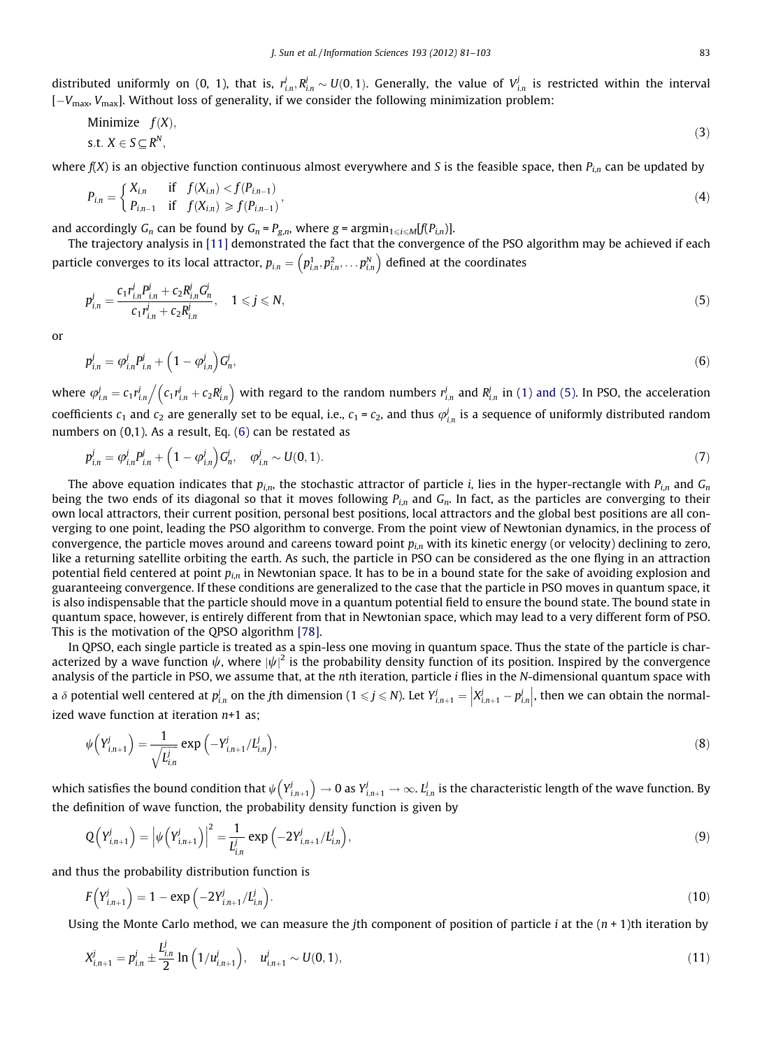distributed uniformly on (0, 1), that is, $r^j_{i,n}, R^j_{i,n} \sim U(0,1)$. Generally, the value of $V^j_{i,n}$ is restricted within the interval $[-V_{\max}, V_{\max}]$. Without loss of generality, if we consider the following minimization problem:

$$\begin{aligned} &\text{Minimize} \quad f(X), \\ &\text{s.t. } X \in S \subseteq R^N, \end{aligned} \tag{3}$$

where $f(X)$ is an objective function continuous almost everywhere and $S$ is the feasible space, then $P_{i,n}$ can be updated by

$$P_{i,n} = \begin{cases} X_{i,n} & \text{if} \quad f(X_{i,n}) < f(P_{i,n-1}) \\ P_{i,n-1} & \text{if} \quad f(X_{in}) \geqslant f(P_{i,n-1}) \end{cases}, \tag{4}$$

and accordingly $G_n$ can be found by $G_n = P_{g,n}$, where $g = \text{argmin}_{1 \leqslant i \leqslant M}[f(P_{i,n})]$.

The trajectory analysis in [11] demonstrated the fact that the convergence of the PSO algorithm may be achieved if each particle converges to its local attractor, $p_{i,n} = \left(p^1_{i,n}, p^2_{i,n}, \ldots p^N_{i,n}\right)$ defined at the coordinates

$$p^j_{i,n} = \frac{c_1 r^j_{i,n} P^j_{i,n} + c_2 R^j_{i,n} G^j_n}{c_1 r^j_{i,n} + c_2 R^j_{i,n}}, \quad 1 \leqslant j \leqslant N, \tag{5}$$

or

$$p^j_{i,n} = \varphi^j_{i,n} P^j_{i,n} + \left(1 - \varphi^j_{i,n}\right) G^j_n, \tag{6}$$

where $\varphi^j_{i,n} = c_1 r^j_{i,n} \Big/ \left(c_1 r^j_{i,n} + c_2 R^j_{i,n}\right)$ with regard to the random numbers $r^j_{i,n}$ and $R^j_{i,n}$ in (1) and (5). In PSO, the acceleration coefficients $c_1$ and $c_2$ are generally set to be equal, i.e., $c_1 = c_2$, and thus $\varphi^j_{i,n}$ is a sequence of uniformly distributed random numbers on (0,1). As a result, Eq. (6) can be restated as

$$p^j_{i,n} = \varphi^j_{i,n} P^j_{i,n} + \left(1 - \varphi^j_{i,n}\right) G^j_n, \quad \varphi^j_{i,n} \sim U(0,1). \tag{7}$$

The above equation indicates that $p_{i,n}$, the stochastic attractor of particle $i$, lies in the hyper-rectangle with $P_{i,n}$ and $G_n$ being the two ends of its diagonal so that it moves following $P_{i,n}$ and $G_n$. In fact, as the particles are converging to their own local attractors, their current position, personal best positions, local attractors and the global best positions are all converging to one point, leading the PSO algorithm to converge. From the point view of Newtonian dynamics, in the process of convergence, the particle moves around and careens toward point $p_{i,n}$ with its kinetic energy (or velocity) declining to zero, like a returning satellite orbiting the earth. As such, the particle in PSO can be considered as the one flying in an attraction potential field centered at point $p_{i,n}$ in Newtonian space. It has to be in a bound state for the sake of avoiding explosion and guaranteeing convergence. If these conditions are generalized to the case that the particle in PSO moves in quantum space, it is also indispensable that the particle should move in a quantum potential field to ensure the bound state. The bound state in quantum space, however, is entirely different from that in Newtonian space, which may lead to a very different form of PSO. This is the motivation of the QPSO algorithm [78].

In QPSO, each single particle is treated as a spin-less one moving in quantum space. Thus the state of the particle is characterized by a wave function $\psi$, where $|\psi|^2$ is the probability density function of its position. Inspired by the convergence analysis of the particle in PSO, we assume that, at the $n$th iteration, particle $i$ flies in the $N$-dimensional quantum space with a $\delta$ potential well centered at $p^j_{i,n}$ on the $j$th dimension ($1 \leqslant j \leqslant N$). Let $Y^j_{i,n+1} = \left|X^j_{i,n+1} - p^j_{i,n}\right|$, then we can obtain the normalized wave function at iteration $n$+1 as;

$$\psi\left(Y^j_{i,n+1}\right) = \frac{1}{\sqrt{L^j_{i,n}}} \exp\left(-Y^j_{i,n+1}/L^j_{i,n}\right), \tag{8}$$

which satisfies the bound condition that $\psi\left(Y^j_{i,n+1}\right) \to 0$ as $Y^j_{i,n+1} \to \infty$. $L^j_{i,n}$ is the characteristic length of the wave function. By the definition of wave function, the probability density function is given by

$$Q\left(Y^j_{i,n+1}\right) = \left|\psi\left(Y^j_{i,n+1}\right)\right|^2 = \frac{1}{L^j_{i,n}} \exp\left(-2Y^j_{i,n+1}/L^j_{i,n}\right), \tag{9}$$

and thus the probability distribution function is

$$F\left(Y^j_{i,n+1}\right) = 1 - \exp\left(-2Y^j_{i,n+1}/L^j_{i,n}\right). \tag{10}$$

Using the Monte Carlo method, we can measure the $j$th component of position of particle $i$ at the ($n$ + 1)th iteration by

$$X^j_{i,n+1} = p^j_{i,n} \pm \frac{L^j_{i,n}}{2} \ln\left(1/u^j_{i,n+1}\right), \quad u^j_{i,n+1} \sim U(0,1), \tag{11}$$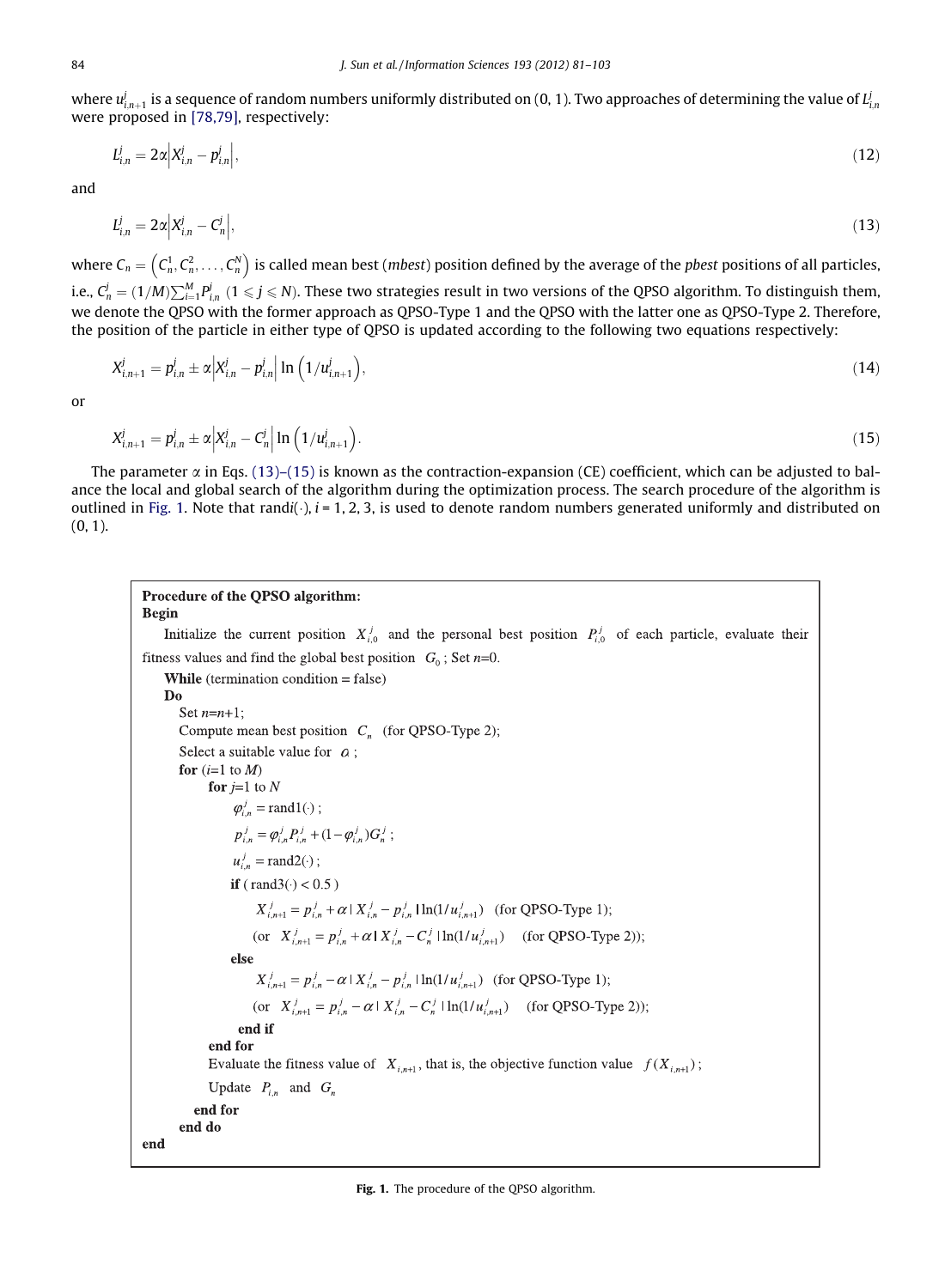where $u^j_{i,n+1}$ is a sequence of random numbers uniformly distributed on (0, 1). Two approaches of determining the value of $L^j_{i,n}$ were proposed in [78,79], respectively:

$$L^j_{i,n} = 2\alpha\left|X^j_{i,n} - p^j_{i,n}\right|, \tag{12}$$

and

$$L^j_{i,n} = 2\alpha\left|X^j_{i,n} - C^j_n\right|, \tag{13}$$

where $C_n = \left(C^1_n, C^2_n, \ldots, C^N_n\right)$ is called mean best (*mbest*) position defined by the average of the *pbest* positions of all particles, i.e., $C^j_n = (1/M)\sum_{i=1}^{M} P^j_{i,n}$ $(1 \leqslant j \leqslant N)$. These two strategies result in two versions of the QPSO algorithm. To distinguish them, we denote the QPSO with the former approach as QPSO-Type 1 and the QPSO with the latter one as QPSO-Type 2. Therefore, the position of the particle in either type of QPSO is updated according to the following two equations respectively:

$$X^j_{i,n+1} = p^j_{i,n} \pm \alpha\left|X^j_{i,n} - p^j_{i,n}\right| \ln\left(1/u^j_{i,n+1}\right), \tag{14}$$

or

$$X^j_{i,n+1} = p^j_{i,n} \pm \alpha\left|X^j_{i,n} - C^j_n\right| \ln\left(1/u^j_{i,n+1}\right). \tag{15}$$

The parameter $\alpha$ in Eqs. (13)–(15) is known as the contraction-expansion (CE) coefficient, which can be adjusted to balance the local and global search of the algorithm during the optimization process. The search procedure of the algorithm is outlined in Fig. 1. Note that rand*i*$(\cdot)$, $i$ = 1, 2, 3, is used to denote random numbers generated uniformly and distributed on (0, 1).

**Procedure of the QPSO algorithm:**
**Begin**
Initialize the current position $X^j_{i,0}$ and the personal best position $P^j_{i,0}$ of each particle, evaluate their fitness values and find the global best position $G_0$; Set $n$=0.
&nbsp;&nbsp;**While** (termination condition = false)
&nbsp;&nbsp;**Do**
&nbsp;&nbsp;&nbsp;&nbsp;Set $n$=$n$+1;
&nbsp;&nbsp;&nbsp;&nbsp;Compute mean best position $C_n$ (for QPSO-Type 2);
&nbsp;&nbsp;&nbsp;&nbsp;Select a suitable value for $\alpha$;
&nbsp;&nbsp;&nbsp;&nbsp;**for** ($i$=1 to $M$)
&nbsp;&nbsp;&nbsp;&nbsp;&nbsp;&nbsp;**for** $j$=1 to $N$
&nbsp;&nbsp;&nbsp;&nbsp;&nbsp;&nbsp;&nbsp;&nbsp;$\varphi^j_{i,n} = \text{rand1}(\cdot)$;
&nbsp;&nbsp;&nbsp;&nbsp;&nbsp;&nbsp;&nbsp;&nbsp;$p^j_{i,n} = \varphi^j_{i,n} P^j_{i,n} + (1-\varphi^j_{i,n}) G^j_n$;
&nbsp;&nbsp;&nbsp;&nbsp;&nbsp;&nbsp;&nbsp;&nbsp;$u^j_{i,n} = \text{rand2}(\cdot)$;
&nbsp;&nbsp;&nbsp;&nbsp;&nbsp;&nbsp;&nbsp;&nbsp;**if** ( rand3$(\cdot)$ < 0.5 )
&nbsp;&nbsp;&nbsp;&nbsp;&nbsp;&nbsp;&nbsp;&nbsp;&nbsp;&nbsp;$X^j_{i,n+1} = p^j_{i,n} + \alpha \,|\, X^j_{i,n} - p^j_{i,n} \,|\, \ln(1/u^j_{i,n+1})$ (for QPSO-Type 1);
&nbsp;&nbsp;&nbsp;&nbsp;&nbsp;&nbsp;&nbsp;&nbsp;&nbsp;&nbsp;(or $X^j_{i,n+1} = p^j_{i,n} + \alpha \,|\, X^j_{i,n} - C^j_n \,|\, \ln(1/u^j_{i,n+1})$ (for QPSO-Type 2));
&nbsp;&nbsp;&nbsp;&nbsp;&nbsp;&nbsp;&nbsp;&nbsp;**else**
&nbsp;&nbsp;&nbsp;&nbsp;&nbsp;&nbsp;&nbsp;&nbsp;&nbsp;&nbsp;$X^j_{i,n+1} = p^j_{i,n} - \alpha \,|\, X^j_{i,n} - p^j_{i,n} \,|\, \ln(1/u^j_{i,n+1})$ (for QPSO-Type 1);
&nbsp;&nbsp;&nbsp;&nbsp;&nbsp;&nbsp;&nbsp;&nbsp;&nbsp;&nbsp;(or $X^j_{i,n+1} = p^j_{i,n} - \alpha \,|\, X^j_{i,n} - C^j_n \,|\, \ln(1/u^j_{i,n+1})$ (for QPSO-Type 2));
&nbsp;&nbsp;&nbsp;&nbsp;&nbsp;&nbsp;&nbsp;&nbsp;**end if**
&nbsp;&nbsp;&nbsp;&nbsp;&nbsp;&nbsp;**end for**
&nbsp;&nbsp;&nbsp;&nbsp;&nbsp;&nbsp;Evaluate the fitness value of $X_{i,n+1}$, that is, the objective function value $f(X_{i,n+1})$;
&nbsp;&nbsp;&nbsp;&nbsp;&nbsp;&nbsp;Update $P_{i,n}$ and $G_n$
&nbsp;&nbsp;&nbsp;&nbsp;**end for**
&nbsp;&nbsp;**end do**
**end**

**Fig. 1.** The procedure of the QPSO algorithm.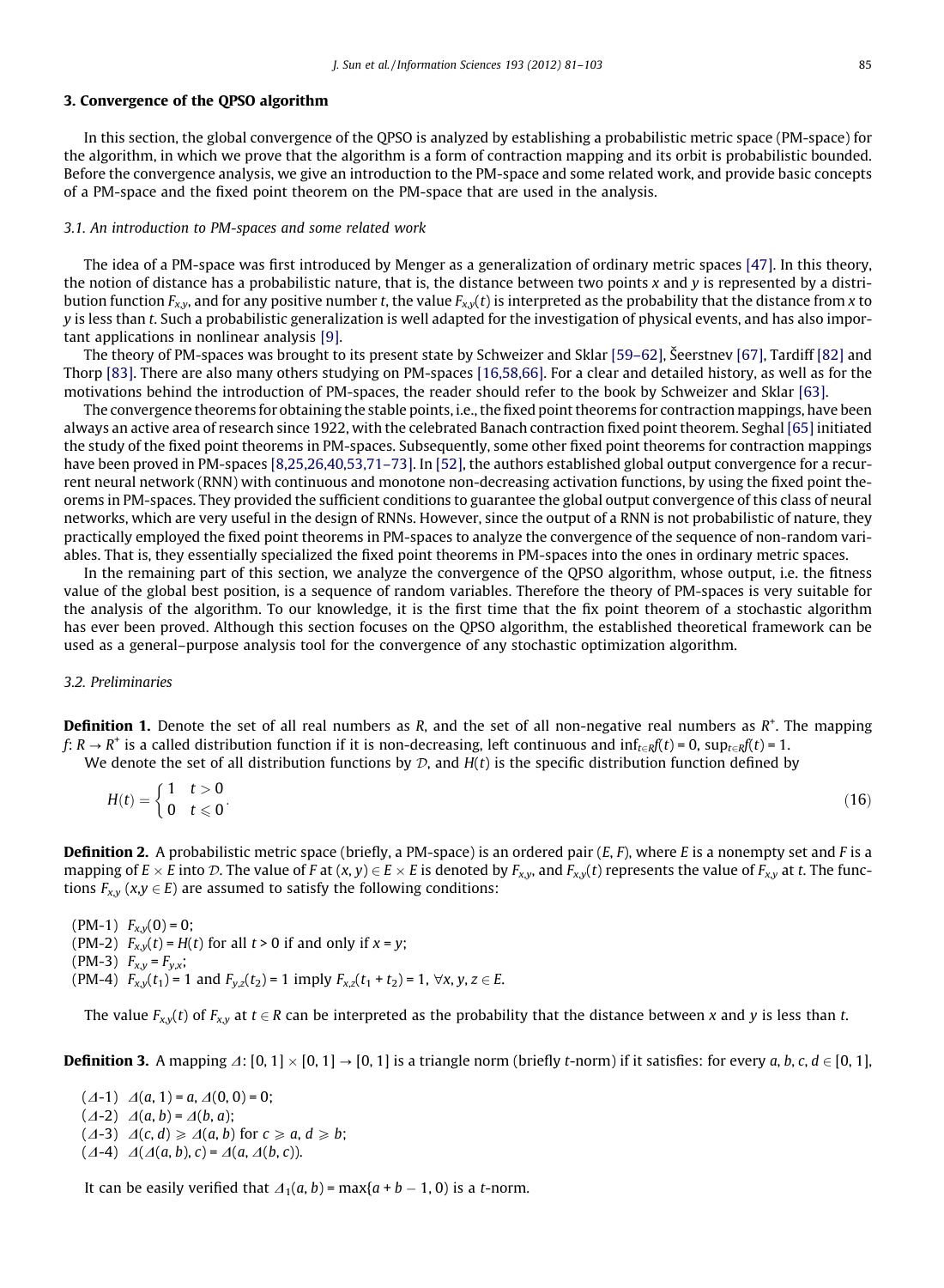## 3. Convergence of the QPSO algorithm

In this section, the global convergence of the QPSO is analyzed by establishing a probabilistic metric space (PM-space) for the algorithm, in which we prove that the algorithm is a form of contraction mapping and its orbit is probabilistic bounded. Before the convergence analysis, we give an introduction to the PM-space and some related work, and provide basic concepts of a PM-space and the fixed point theorem on the PM-space that are used in the analysis.

### 3.1. An introduction to PM-spaces and some related work

The idea of a PM-space was first introduced by Menger as a generalization of ordinary metric spaces [47]. In this theory, the notion of distance has a probabilistic nature, that is, the distance between two points $x$ and $y$ is represented by a distribution function $F_{x,y}$, and for any positive number $t$, the value $F_{x,y}(t)$ is interpreted as the probability that the distance from $x$ to $y$ is less than $t$. Such a probabilistic generalization is well adapted for the investigation of physical events, and has also important applications in nonlinear analysis [9].

The theory of PM-spaces was brought to its present state by Schweizer and Sklar [59–62], Šeerstnev [67], Tardiff [82] and Thorp [83]. There are also many others studying on PM-spaces [16,58,66]. For a clear and detailed history, as well as for the motivations behind the introduction of PM-spaces, the reader should refer to the book by Schweizer and Sklar [63].

The convergence theorems for obtaining the stable points, i.e., the fixed point theorems for contraction mappings, have been always an active area of research since 1922, with the celebrated Banach contraction fixed point theorem. Seghal [65] initiated the study of the fixed point theorems in PM-spaces. Subsequently, some other fixed point theorems for contraction mappings have been proved in PM-spaces [8,25,26,40,53,71–73]. In [52], the authors established global output convergence for a recurrent neural network (RNN) with continuous and monotone non-decreasing activation functions, by using the fixed point theorems in PM-spaces. They provided the sufficient conditions to guarantee the global output convergence of this class of neural networks, which are very useful in the design of RNNs. However, since the output of a RNN is not probabilistic of nature, they practically employed the fixed point theorems in PM-spaces to analyze the convergence of the sequence of non-random variables. That is, they essentially specialized the fixed point theorems in PM-spaces into the ones in ordinary metric spaces.

In the remaining part of this section, we analyze the convergence of the QPSO algorithm, whose output, i.e. the fitness value of the global best position, is a sequence of random variables. Therefore the theory of PM-spaces is very suitable for the analysis of the algorithm. To our knowledge, it is the first time that the fix point theorem of a stochastic algorithm has ever been proved. Although this section focuses on the QPSO algorithm, the established theoretical framework can be used as a general–purpose analysis tool for the convergence of any stochastic optimization algorithm.

### 3.2. Preliminaries

**Definition 1.** Denote the set of all real numbers as $R$, and the set of all non-negative real numbers as $R^+$. The mapping $f: R \to R^+$ is a called distribution function if it is non-decreasing, left continuous and $\inf_{t\in R} f(t) = 0$, $\sup_{t\in R} f(t) = 1$.

We denote the set of all distribution functions by $\mathcal{D}$, and $H(t)$ is the specific distribution function defined by

$$H(t) = \begin{cases} 1 & t > 0 \\ 0 & t \leqslant 0 \end{cases}. \tag{16}$$

**Definition 2.** A probabilistic metric space (briefly, a PM-space) is an ordered pair $(E, F)$, where $E$ is a nonempty set and $F$ is a mapping of $E \times E$ into $\mathcal{D}$. The value of $F$ at $(x, y) \in E \times E$ is denoted by $F_{x,y}$, and $F_{x,y}(t)$ represents the value of $F_{x,y}$ at $t$. The functions $F_{x,y}$ $(x,y \in E)$ are assumed to satisfy the following conditions:

(PM-1) $F_{x,y}(0) = 0$;
(PM-2) $F_{x,y}(t) = H(t)$ for all $t > 0$ if and only if $x = y$;
(PM-3) $F_{x,y} = F_{y,x}$;
(PM-4) $F_{x,y}(t_1) = 1$ and $F_{y,z}(t_2) = 1$ imply $F_{x,z}(t_1 + t_2) = 1$, $\forall x, y, z \in E$.

The value $F_{x,y}(t)$ of $F_{x,y}$ at $t \in R$ can be interpreted as the probability that the distance between $x$ and $y$ is less than $t$.

**Definition 3.** A mapping $\Delta: [0, 1] \times [0, 1] \to [0, 1]$ is a triangle norm (briefly $t$-norm) if it satisfies: for every $a, b, c, d \in [0, 1]$,

($\Delta$-1) $\Delta(a, 1) = a$, $\Delta(0, 0) = 0$;
($\Delta$-2) $\Delta(a, b) = \Delta(b, a)$;
($\Delta$-3) $\Delta(c, d) \geqslant \Delta(a, b)$ for $c \geqslant a$, $d \geqslant b$;
($\Delta$-4) $\Delta(\Delta(a, b), c) = \Delta(a, \Delta(b, c))$.

It can be easily verified that $\Delta_1(a, b) = \max\{a + b - 1, 0\}$ is a $t$-norm.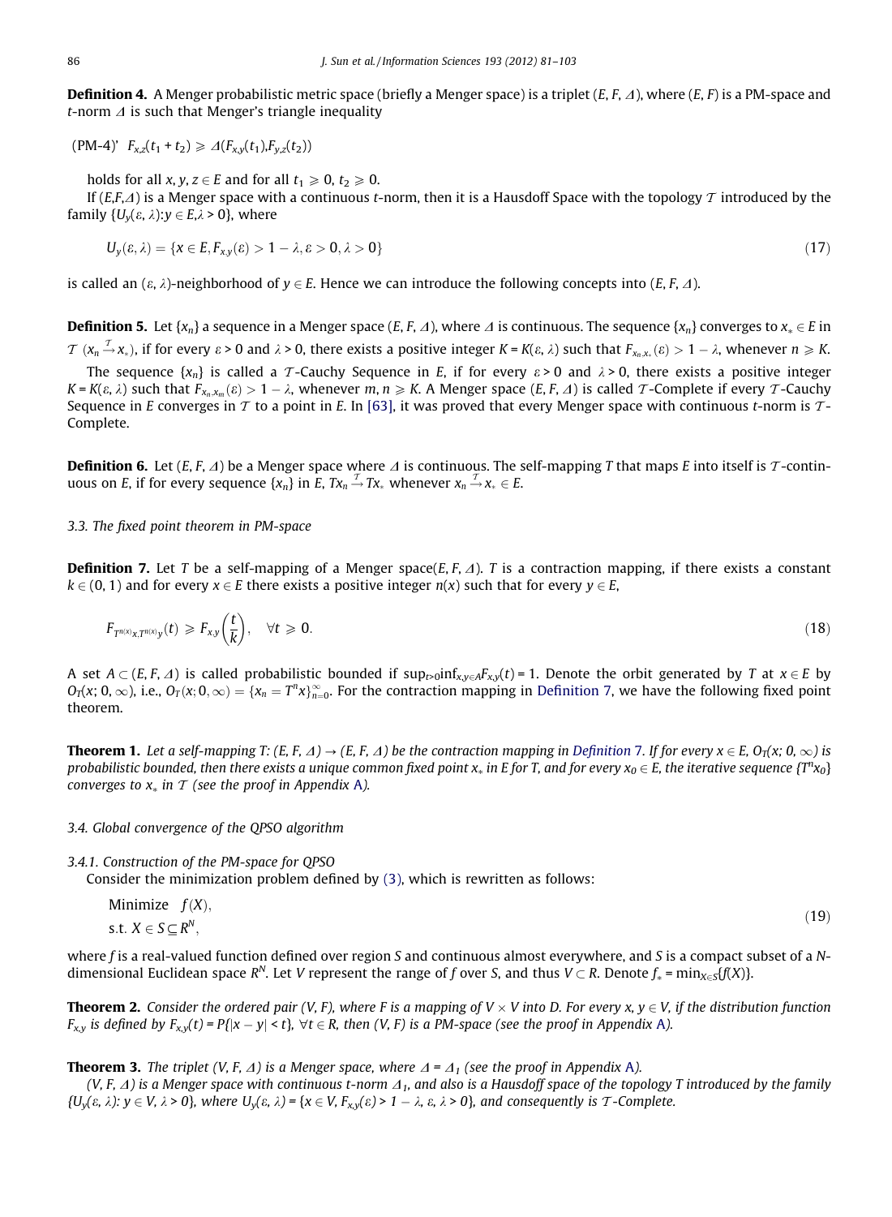**Definition 4.** A Menger probabilistic metric space (briefly a Menger space) is a triplet $(E, F, \Delta)$, where $(E, F)$ is a PM-space and $t$-norm $\Delta$ is such that Menger's triangle inequality

(PM-4)' $F_{x,z}(t_1 + t_2) \geqslant \Delta(F_{x,y}(t_1), F_{y,z}(t_2))$

holds for all $x, y, z \in E$ and for all $t_1 \geqslant 0$, $t_2 \geqslant 0$.

If $(E, F, \Delta)$ is a Menger space with a continuous $t$-norm, then it is a Hausdoff Space with the topology $\mathcal{T}$ introduced by the family $\{U_y(\varepsilon, \lambda): y \in E, \lambda > 0\}$, where

$$U_y(\varepsilon, \lambda) = \{x \in E, F_{x,y}(\varepsilon) > 1 - \lambda, \varepsilon > 0, \lambda > 0\} \tag{17}$$

is called an $(\varepsilon, \lambda)$-neighborhood of $y \in E$. Hence we can introduce the following concepts into $(E, F, \Delta)$.

**Definition 5.** Let $\{x_n\}$ a sequence in a Menger space $(E, F, \Delta)$, where $\Delta$ is continuous. The sequence $\{x_n\}$ converges to $x_* \in E$ in $\mathcal{T}$ ($x_n \xrightarrow{\mathcal{T}} x_*$), if for every $\varepsilon > 0$ and $\lambda > 0$, there exists a positive integer $K = K(\varepsilon, \lambda)$ such that $F_{x_n, x_*}(\varepsilon) > 1 - \lambda$, whenever $n \geqslant K$.

The sequence $\{x_n\}$ is called a $\mathcal{T}$-Cauchy Sequence in $E$, if for every $\varepsilon > 0$ and $\lambda > 0$, there exists a positive integer $K = K(\varepsilon, \lambda)$ such that $F_{x_n, x_m}(\varepsilon) > 1 - \lambda$, whenever $m, n \geqslant K$. A Menger space $(E, F, \Delta)$ is called $\mathcal{T}$-Complete if every $\mathcal{T}$-Cauchy Sequence in $E$ converges in $\mathcal{T}$ to a point in $E$. In [63], it was proved that every Menger space with continuous $t$-norm is $\mathcal{T}$-Complete.

**Definition 6.** Let $(E, F, \Delta)$ be a Menger space where $\Delta$ is continuous. The self-mapping $T$ that maps $E$ into itself is $\mathcal{T}$-continuous on $E$, if for every sequence $\{x_n\}$ in $E$, $Tx_n \xrightarrow{\mathcal{T}} Tx_*$ whenever $x_n \xrightarrow{\mathcal{T}} x_* \in E$.

### 3.3. The fixed point theorem in PM-space

**Definition 7.** Let $T$ be a self-mapping of a Menger space$(E, F, \Delta)$. $T$ is a contraction mapping, if there exists a constant $k \in (0, 1)$ and for every $x \in E$ there exists a positive integer $n(x)$ such that for every $y \in E$,

$$F_{T^{n(x)}x, T^{n(x)}y}(t) \geqslant F_{x,y}\left(\frac{t}{k}\right), \quad \forall t \geqslant 0. \tag{18}$$

A set $A \subset (E, F, \Delta)$ is called probabilistic bounded if $\sup_{t>0} \inf_{x,y \in A} F_{x,y}(t) = 1$. Denote the orbit generated by $T$ at $x \in E$ by $O_T(x; 0, \infty)$, i.e., $O_T(x; 0, \infty) = \{x_n = T^n x\}_{n=0}^{\infty}$. For the contraction mapping in Definition 7, we have the following fixed point theorem.

**Theorem 1.** *Let a self-mapping $T: (E, F, \Delta) \to (E, F, \Delta)$ be the contraction mapping in Definition 7. If for every $x \in E$, $O_T(x; 0, \infty)$ is probabilistic bounded, then there exists a unique common fixed point $x_*$ in $E$ for $T$, and for every $x_0 \in E$, the iterative sequence $\{T^n x_0\}$ converges to $x_*$ in $\mathcal{T}$ (see the proof in Appendix A).*

### 3.4. Global convergence of the QPSO algorithm

#### 3.4.1. Construction of the PM-space for QPSO

Consider the minimization problem defined by (3), which is rewritten as follows:

$$\begin{aligned} &\text{Minimize} \quad f(X), \\ &\text{s.t. } X \in S \subseteq R^N, \end{aligned} \tag{19}$$

where $f$ is a real-valued function defined over region $S$ and continuous almost everywhere, and $S$ is a compact subset of a $N$-dimensional Euclidean space $R^N$. Let $V$ represent the range of $f$ over $S$, and thus $V \subset R$. Denote $f_* = \min_{X \in S}\{f(X)\}$.

**Theorem 2.** *Consider the ordered pair $(V, F)$, where $F$ is a mapping of $V \times V$ into $D$. For every $x, y \in V$, if the distribution function $F_{x,y}$ is defined by $F_{x,y}(t) = P\{|x - y| < t\}$, $\forall t \in R$, then $(V, F)$ is a PM-space (see the proof in Appendix A).*

**Theorem 3.** *The triplet $(V, F, \Delta)$ is a Menger space, where $\Delta = \Delta_1$ (see the proof in Appendix A).*

*$(V, F, \Delta)$ is a Menger space with continuous $t$-norm $\Delta_1$, and also is a Hausdoff space of the topology $T$ introduced by the family $\{U_y(\varepsilon, \lambda): y \in V, \lambda > 0\}$, where $U_y(\varepsilon, \lambda) = \{x \in V, F_{x,y}(\varepsilon) > 1 - \lambda, \varepsilon, \lambda > 0\}$, and consequently is $\mathcal{T}$-Complete.*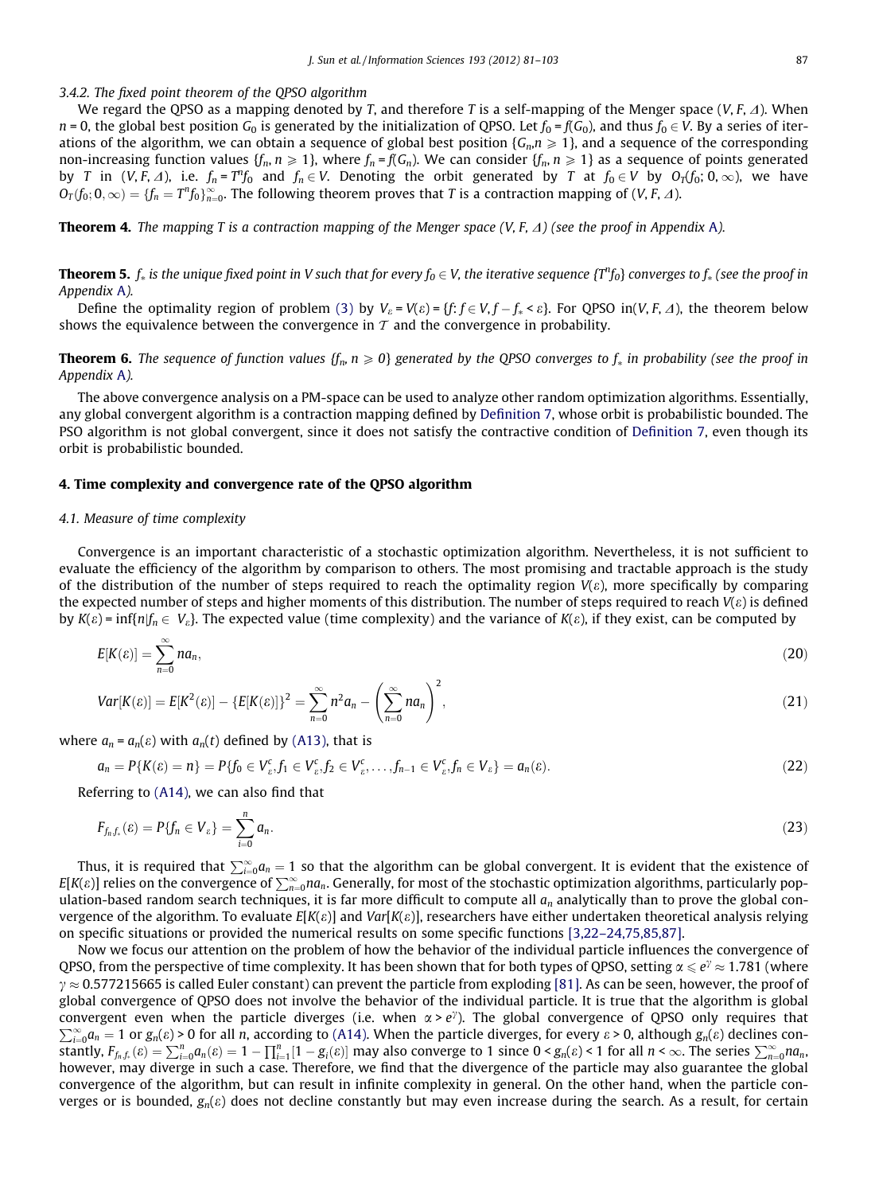#### 3.4.2. The fixed point theorem of the QPSO algorithm

We regard the QPSO as a mapping denoted by $T$, and therefore $T$ is a self-mapping of the Menger space $(V, F, \Delta)$. When $n = 0$, the global best position $G_0$ is generated by the initialization of QPSO. Let $f_0 = f(G_0)$, and thus $f_0 \in V$. By a series of iterations of the algorithm, we can obtain a sequence of global best position $\{G_n, n \geqslant 1\}$, and a sequence of the corresponding non-increasing function values $\{f_n, n \geqslant 1\}$, where $f_n = f(G_n)$. We can consider $\{f_n, n \geqslant 1\}$ as a sequence of points generated by $T$ in $(V, F, \Delta)$, i.e. $f_n = T^n f_0$ and $f_n \in V$. Denoting the orbit generated by $T$ at $f_0 \in V$ by $O_T(f_0; 0, \infty)$, we have $O_T(f_0; 0, \infty) = \{f_n = T^n f_0\}_{n=0}^{\infty}$. The following theorem proves that $T$ is a contraction mapping of $(V, F, \Delta)$.

**Theorem 4.** *The mapping $T$ is a contraction mapping of the Menger space $(V, F, \Delta)$ (see the proof in Appendix A).*

**Theorem 5.** *$f_*$ is the unique fixed point in $V$ such that for every $f_0 \in V$, the iterative sequence $\{T^n f_0\}$ converges to $f_*$ (see the proof in Appendix A).*

Define the optimality region of problem (3) by $V_\varepsilon = V(\varepsilon) = \{f: f \in V, f - f_* < \varepsilon\}$. For QPSO in$(V, F, \Delta)$, the theorem below shows the equivalence between the convergence in $\mathcal{T}$ and the convergence in probability.

**Theorem 6.** *The sequence of function values $\{f_n, n \geqslant 0\}$ generated by the QPSO converges to $f_*$ in probability (see the proof in Appendix A).*

The above convergence analysis on a PM-space can be used to analyze other random optimization algorithms. Essentially, any global convergent algorithm is a contraction mapping defined by Definition 7, whose orbit is probabilistic bounded. The PSO algorithm is not global convergent, since it does not satisfy the contractive condition of Definition 7, even though its orbit is probabilistic bounded.

## 4. Time complexity and convergence rate of the QPSO algorithm

### 4.1. Measure of time complexity

Convergence is an important characteristic of a stochastic optimization algorithm. Nevertheless, it is not sufficient to evaluate the efficiency of the algorithm by comparison to others. The most promising and tractable approach is the study of the distribution of the number of steps required to reach the optimality region $V(\varepsilon)$, more specifically by comparing the expected number of steps and higher moments of this distribution. The number of steps required to reach $V(\varepsilon)$ is defined by $K(\varepsilon) = \inf\{n | f_n \in V_\varepsilon\}$. The expected value (time complexity) and the variance of $K(\varepsilon)$, if they exist, can be computed by

$$E[K(\varepsilon)] = \sum_{n=0}^{\infty} n a_n, \tag{20}$$

$$Var[K(\varepsilon)] = E[K^2(\varepsilon)] - \{E[K(\varepsilon)]\}^2 = \sum_{n=0}^{\infty} n^2 a_n - \left(\sum_{n=0}^{\infty} n a_n\right)^2, \tag{21}$$

where $a_n = a_n(\varepsilon)$ with $a_n(t)$ defined by (A13), that is

$$a_n = P\{K(\varepsilon) = n\} = P\{f_0 \in V_\varepsilon^c, f_1 \in V_\varepsilon^c, f_2 \in V_\varepsilon^c, \ldots, f_{n-1} \in V_\varepsilon^c, f_n \in V_\varepsilon\} = a_n(\varepsilon). \tag{22}$$

Referring to (A14), we can also find that

$$F_{f_n f_*}(\varepsilon) = P\{f_n \in V_\varepsilon\} = \sum_{i=0}^{n} a_n. \tag{23}$$

Thus, it is required that $\sum_{i=0}^{\infty} a_n = 1$ so that the algorithm can be global convergent. It is evident that the existence of $E[K(\varepsilon)]$ relies on the convergence of $\sum_{n=0}^{\infty} n a_n$. Generally, for most of the stochastic optimization algorithms, particularly population-based random search techniques, it is far more difficult to compute all $a_n$ analytically than to prove the global convergence of the algorithm. To evaluate $E[K(\varepsilon)]$ and $Var[K(\varepsilon)]$, researchers have either undertaken theoretical analysis relying on specific situations or provided the numerical results on some specific functions [3,22–24,75,85,87].

Now we focus our attention on the problem of how the behavior of the individual particle influences the convergence of QPSO, from the perspective of time complexity. It has been shown that for both types of QPSO, setting $\alpha \leqslant e^\gamma \approx 1.781$ (where $\gamma \approx 0.577215665$ is called Euler constant) can prevent the particle from exploding [81]. As can be seen, however, the proof of global convergence of QPSO does not involve the behavior of the individual particle. It is true that the algorithm is global convergent even when the particle diverges (i.e. when $\alpha > e^\gamma$). The global convergence of QPSO only requires that $\sum_{i=0}^{\infty} a_n = 1$ or $g_n(\varepsilon) > 0$ for all $n$, according to (A14). When the particle diverges, for every $\varepsilon > 0$, although $g_n(\varepsilon)$ declines constantly, $F_{f_n f_*}(\varepsilon) = \sum_{i=0}^{n} a_n(\varepsilon) = 1 - \prod_{i=1}^{n}[1 - g_i(\varepsilon)]$ may also converge to 1 since $0 < g_n(\varepsilon) < 1$ for all $n < \infty$. The series $\sum_{n=0}^{\infty} n a_n$, however, may diverge in such a case. Therefore, we find that the divergence of the particle may also guarantee the global convergence of the algorithm, but can result in infinite complexity in general. On the other hand, when the particle converges or is bounded, $g_n(\varepsilon)$ does not decline constantly but may even increase during the search. As a result, for certain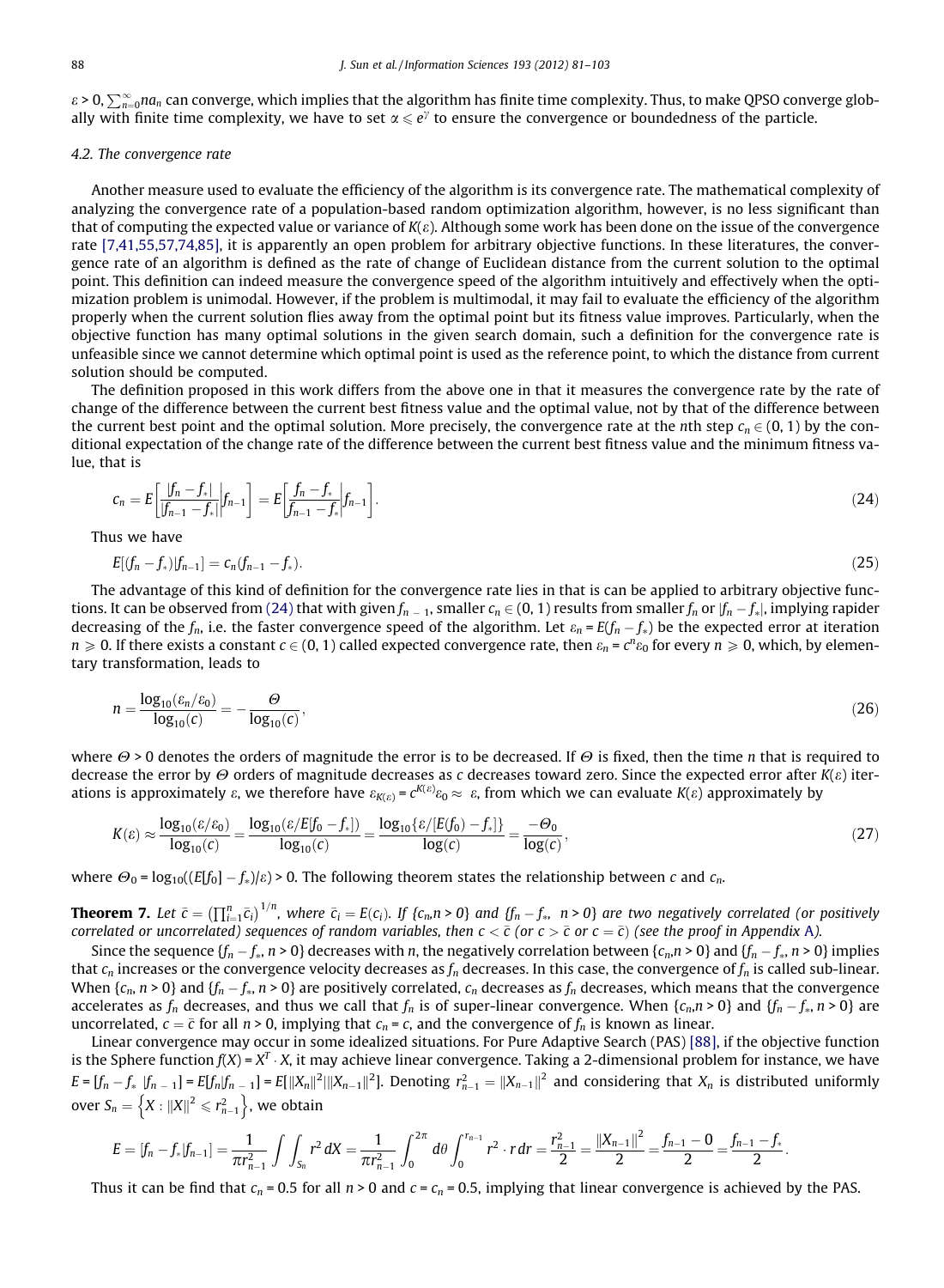$\varepsilon > 0$, $\sum_{n=0}^{\infty} n a_n$ can converge, which implies that the algorithm has finite time complexity. Thus, to make QPSO converge globally with finite time complexity, we have to set $\alpha \leqslant e^{\gamma}$ to ensure the convergence or boundedness of the particle.

### 4.2. The convergence rate

Another measure used to evaluate the efficiency of the algorithm is its convergence rate. The mathematical complexity of analyzing the convergence rate of a population-based random optimization algorithm, however, is no less significant than that of computing the expected value or variance of $K(\varepsilon)$. Although some work has been done on the issue of the convergence rate [7,41,55,57,74,85], it is apparently an open problem for arbitrary objective functions. In these literatures, the convergence rate of an algorithm is defined as the rate of change of Euclidean distance from the current solution to the optimal point. This definition can indeed measure the convergence speed of the algorithm intuitively and effectively when the optimization problem is unimodal. However, if the problem is multimodal, it may fail to evaluate the efficiency of the algorithm properly when the current solution flies away from the optimal point but its fitness value improves. Particularly, when the objective function has many optimal solutions in the given search domain, such a definition for the convergence rate is unfeasible since we cannot determine which optimal point is used as the reference point, to which the distance from current solution should be computed.

The definition proposed in this work differs from the above one in that it measures the convergence rate by the rate of change of the difference between the current best fitness value and the optimal value, not by that of the difference between the current best point and the optimal solution. More precisely, the convergence rate at the $n$th step $c_n \in (0, 1)$ by the conditional expectation of the change rate of the difference between the current best fitness value and the minimum fitness value, that is

$$c_n = E\left[\frac{|f_n - f_*|}{|f_{n-1} - f_*|}\bigg| f_{n-1}\right] = E\left[\frac{f_n - f_*}{f_{n-1} - f_*}\bigg| f_{n-1}\right]. \tag{24}$$

Thus we have

$$E[(f_n - f_*)|f_{n-1}] = c_n(f_{n-1} - f_*). \tag{25}$$

The advantage of this kind of definition for the convergence rate lies in that is can be applied to arbitrary objective functions. It can be observed from (24) that with given $f_{n-1}$, smaller $c_n \in (0, 1)$ results from smaller $f_n$ or $|f_n - f_*|$, implying rapider decreasing of the $f_n$, i.e. the faster convergence speed of the algorithm. Let $\varepsilon_n = E(f_n - f_*)$ be the expected error at iteration $n \geqslant 0$. If there exists a constant $c \in (0, 1)$ called expected convergence rate, then $\varepsilon_n = c^n \varepsilon_0$ for every $n \geqslant 0$, which, by elementary transformation, leads to

$$n = \frac{\log_{10}(\varepsilon_n/\varepsilon_0)}{\log_{10}(c)} = -\frac{\Theta}{\log_{10}(c)}, \tag{26}$$

where $\Theta > 0$ denotes the orders of magnitude the error is to be decreased. If $\Theta$ is fixed, then the time $n$ that is required to decrease the error by $\Theta$ orders of magnitude decreases as $c$ decreases toward zero. Since the expected error after $K(\varepsilon)$ iterations is approximately $\varepsilon$, we therefore have $\varepsilon_{K(\varepsilon)} = c^{K(\varepsilon)}\varepsilon_0 \approx \varepsilon$, from which we can evaluate $K(\varepsilon)$ approximately by

$$K(\varepsilon) \approx \frac{\log_{10}(\varepsilon/\varepsilon_0)}{\log_{10}(c)} = \frac{\log_{10}(\varepsilon/E[f_0 - f_*])}{\log_{10}(c)} = \frac{\log_{10}\{\varepsilon/[E(f_0) - f_*]\}}{\log(c)} = \frac{-\Theta_0}{\log(c)}, \tag{27}$$

where $\Theta_0 = \log_{10}((E[f_0] - f_*)/\varepsilon) > 0$. The following theorem states the relationship between $c$ and $c_n$.

**Theorem 7.** *Let $\bar{c} = \left(\prod_{i=1}^{n} \bar{c}_i\right)^{1/n}$, where $\bar{c}_i = E(c_i)$. If $\{c_n, n > 0\}$ and $\{f_n - f_*,\ n > 0\}$ are two negatively correlated (or positively correlated or uncorrelated) sequences of random variables, then $c < \bar{c}$ (or $c > \bar{c}$ or $c = \bar{c}$) (see the proof in Appendix A).*

Since the sequence $\{f_n - f_*, n > 0\}$ decreases with $n$, the negatively correlation between $\{c_n, n > 0\}$ and $\{f_n - f_*, n > 0\}$ implies that $c_n$ increases or the convergence velocity decreases as $f_n$ decreases. In this case, the convergence of $f_n$ is called sub-linear. When $\{c_n, n > 0\}$ and $\{f_n - f_*, n > 0\}$ are positively correlated, $c_n$ decreases as $f_n$ decreases, which means that the convergence accelerates as $f_n$ decreases, and thus we call that $f_n$ is of super-linear convergence. When $\{c_n, n > 0\}$ and $\{f_n - f_*, n > 0\}$ are uncorrelated, $c = \bar{c}$ for all $n > 0$, implying that $c_n = c$, and the convergence of $f_n$ is known as linear.

Linear convergence may occur in some idealized situations. For Pure Adaptive Search (PAS) [88], if the objective function is the Sphere function $f(X) = X^T \cdot X$, it may achieve linear convergence. Taking a 2-dimensional problem for instance, we have $E = [f_n - f_*\ |f_{n-1}] = E[f_n|f_{n-1}] = E[\|X_n\|^2 | \|X_{n-1}\|^2]$. Denoting $r_{n-1}^2 = \|X_{n-1}\|^2$ and considering that $X_n$ is distributed uniformly over $S_n = \left\{X : \|X\|^2 \leqslant r_{n-1}^2\right\}$, we obtain

$$E = [f_n - f_*|f_{n-1}] = \frac{1}{\pi r_{n-1}^2}\int\int_{S_n} r^2\, dX = \frac{1}{\pi r_{n-1}^2}\int_0^{2\pi} d\theta \int_0^{r_{n-1}} r^2 \cdot r\, dr = \frac{r_{n-1}^2}{2} = \frac{\|X_{n-1}\|^2}{2} = \frac{f_{n-1} - 0}{2} = \frac{f_{n-1} - f_*}{2}.$$

Thus it can be find that $c_n = 0.5$ for all $n > 0$ and $c = c_n = 0.5$, implying that linear convergence is achieved by the PAS.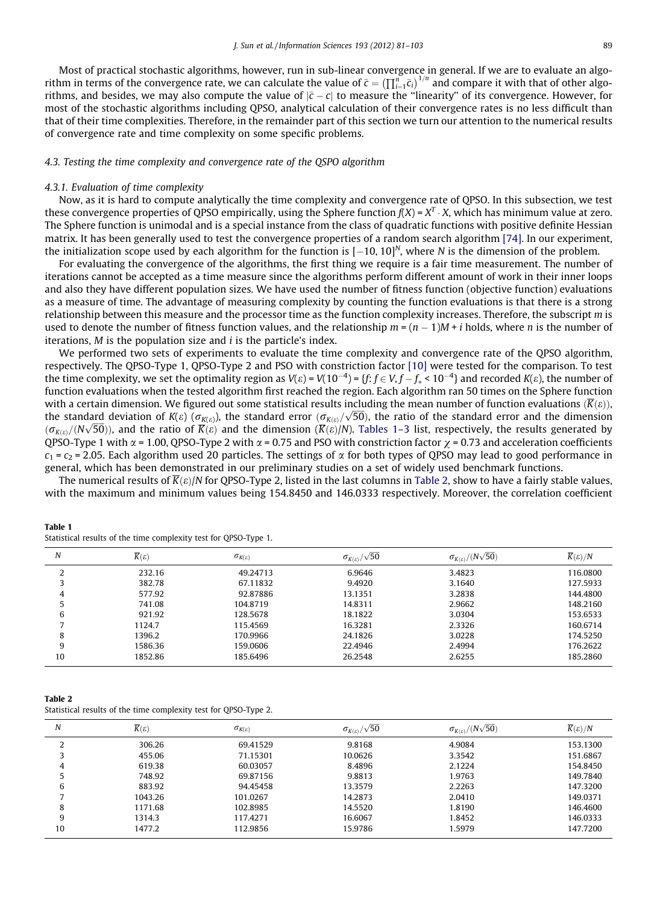Most of practical stochastic algorithms, however, run in sub-linear convergence in general. If we are to evaluate an algorithm in terms of the convergence rate, we can calculate the value of $\bar{c} = \left(\prod_{i=1}^{n} \bar{c}_i\right)^{1/n}$ and compare it with that of other algorithms, and besides, we may also compute the value of $|\bar{c} - c|$ to measure the "linearity" of its convergence. However, for most of the stochastic algorithms including QPSO, analytical calculation of their convergence rates is no less difficult than that of their time complexities. Therefore, in the remainder part of this section we turn our attention to the numerical results of convergence rate and time complexity on some specific problems.

### 4.3. Testing the time complexity and convergence rate of the QSPO algorithm

#### 4.3.1. Evaluation of time complexity

Now, as it is hard to compute analytically the time complexity and convergence rate of QPSO. In this subsection, we test these convergence properties of QPSO empirically, using the Sphere function $f(X) = X^T \cdot X$, which has minimum value at zero. The Sphere function is unimodal and is a special instance from the class of quadratic functions with positive definite Hessian matrix. It has been generally used to test the convergence properties of a random search algorithm [74]. In our experiment, the initialization scope used by each algorithm for the function is $[-10, 10]^N$, where $N$ is the dimension of the problem.

For evaluating the convergence of the algorithms, the first thing we require is a fair time measurement. The number of iterations cannot be accepted as a time measure since the algorithms perform different amount of work in their inner loops and also they have different population sizes. We have used the number of fitness function (objective function) evaluations as a measure of time. The advantage of measuring complexity by counting the function evaluations is that there is a strong relationship between this measure and the processor time as the function complexity increases. Therefore, the subscript $m$ is used to denote the number of fitness function values, and the relationship $m = (n - 1)M + i$ holds, where $n$ is the number of iterations, $M$ is the population size and $i$ is the particle's index.

We performed two sets of experiments to evaluate the time complexity and convergence rate of the QPSO algorithm, respectively. The QPSO-Type 1, QPSO-Type 2 and PSO with constriction factor [10] were tested for the comparison. To test the time complexity, we set the optimality region as $V(\varepsilon) = V(10^{-4}) = \{f: f \in V, f - f_* < 10^{-4}\}$ and recorded $K(\varepsilon)$, the number of function evaluations when the tested algorithm first reached the region. Each algorithm ran 50 times on the Sphere function with a certain dimension. We figured out some statistical results including the mean number of function evaluations ($\overline{K}(\varepsilon)$), the standard deviation of $K(\varepsilon)$ ($\sigma_{K(\varepsilon)}$), the standard error ($\sigma_{K(\varepsilon)}/\sqrt{50}$), the ratio of the standard error and the dimension ($\sigma_{K(\varepsilon)}/(N\sqrt{50})$), and the ratio of $\overline{K}(\varepsilon)$ and the dimension ($\overline{K}(\varepsilon)/N$). Tables 1–3 list, respectively, the results generated by QPSO-Type 1 with $\alpha = 1.00$, QPSO-Type 2 with $\alpha = 0.75$ and PSO with constriction factor $\chi = 0.73$ and acceleration coefficients $c_1 = c_2 = 2.05$. Each algorithm used 20 particles. The settings of $\alpha$ for both types of QPSO may lead to good performance in general, which has been demonstrated in our preliminary studies on a set of widely used benchmark functions.

The numerical results of $\overline{K}(\varepsilon)/N$ for QPSO-Type 2, listed in the last columns in Table 2, show to have a fairly stable values, with the maximum and minimum values being 154.8450 and 146.0333 respectively. Moreover, the correlation coefficient

**Table 1**
Statistical results of the time complexity test for QPSO-Type 1.

| $N$ | $\overline{K}(\varepsilon)$ | $\sigma_{K(\varepsilon)}$ | $\sigma_{K(\varepsilon)}/\sqrt{50}$ | $\sigma_{K(\varepsilon)}/(N\sqrt{50})$ | $\overline{K}(\varepsilon)/N$ |
|---|---|---|---|---|---|
| 2 | 232.16 | 49.24713 | 6.9646 | 3.4823 | 116.0800 |
| 3 | 382.78 | 67.11832 | 9.4920 | 3.1640 | 127.5933 |
| 4 | 577.92 | 92.87886 | 13.1351 | 3.2838 | 144.4800 |
| 5 | 741.08 | 104.8719 | 14.8311 | 2.9662 | 148.2160 |
| 6 | 921.92 | 128.5678 | 18.1822 | 3.0304 | 153.6533 |
| 7 | 1124.7 | 115.4569 | 16.3281 | 2.3326 | 160.6714 |
| 8 | 1396.2 | 170.9966 | 24.1826 | 3.0228 | 174.5250 |
| 9 | 1586.36 | 159.0606 | 22.4946 | 2.4994 | 176.2622 |
| 10 | 1852.86 | 185.6496 | 26.2548 | 2.6255 | 185.2860 |

**Table 2**
Statistical results of the time complexity test for QPSO-Type 2.

| $N$ | $\overline{K}(\varepsilon)$ | $\sigma_{K(\varepsilon)}$ | $\sigma_{K(\varepsilon)}/\sqrt{50}$ | $\sigma_{K(\varepsilon)}/(N\sqrt{50})$ | $\overline{K}(\varepsilon)/N$ |
|---|---|---|---|---|---|
| 2 | 306.26 | 69.41529 | 9.8168 | 4.9084 | 153.1300 |
| 3 | 455.06 | 71.15301 | 10.0626 | 3.3542 | 151.6867 |
| 4 | 619.38 | 60.03057 | 8.4896 | 2.1224 | 154.8450 |
| 5 | 748.92 | 69.87156 | 9.8813 | 1.9763 | 149.7840 |
| 6 | 883.92 | 94.45458 | 13.3579 | 2.2263 | 147.3200 |
| 7 | 1043.26 | 101.0267 | 14.2873 | 2.0410 | 149.0371 |
| 8 | 1171.68 | 102.8985 | 14.5520 | 1.8190 | 146.4600 |
| 9 | 1314.3 | 117.4271 | 16.6067 | 1.8452 | 146.0333 |
| 10 | 1477.2 | 112.9856 | 15.9786 | 1.5979 | 147.7200 |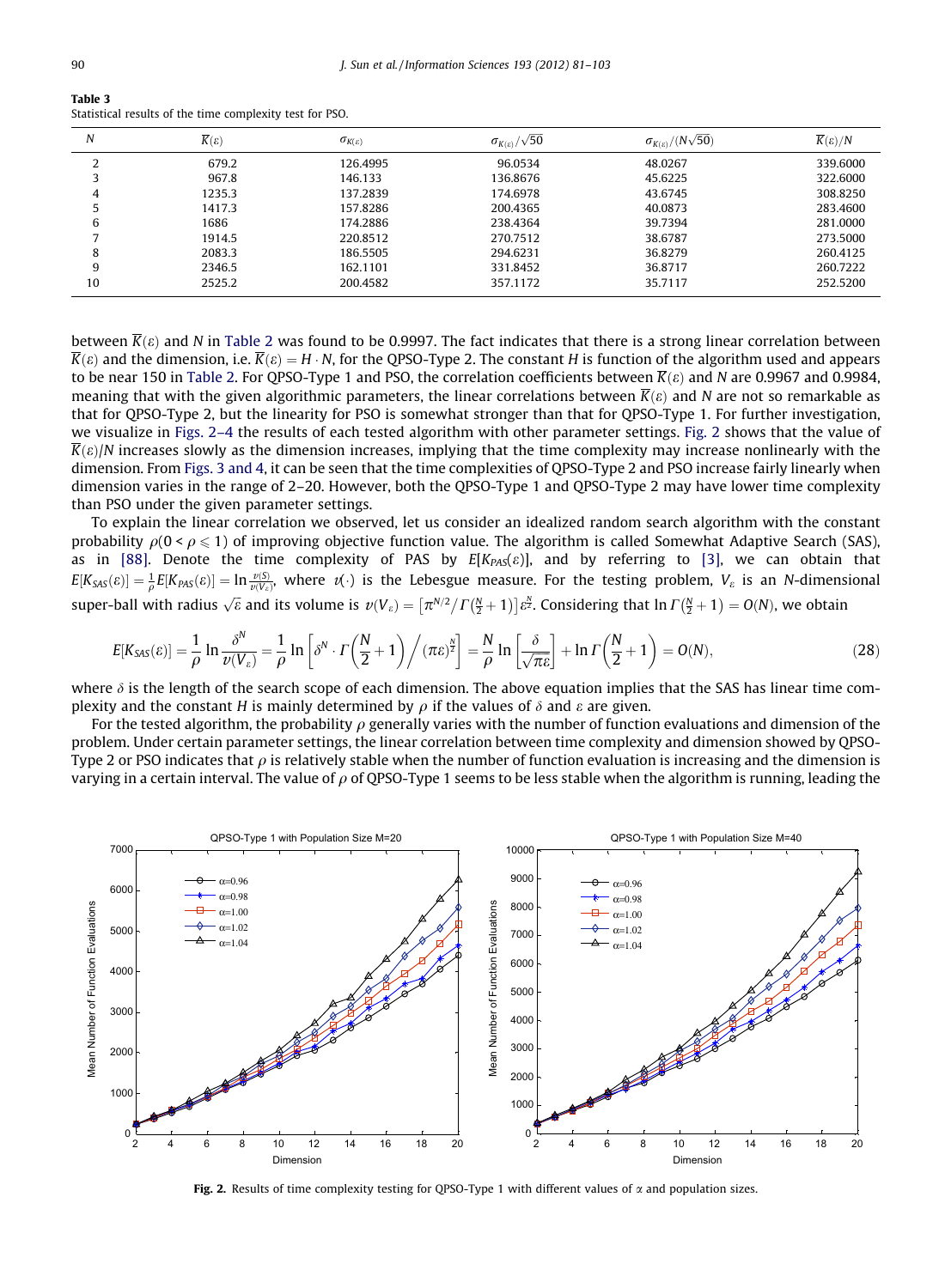**Table 3**
Statistical results of the time complexity test for PSO.

| $N$ | $\overline{K}(\varepsilon)$ | $\sigma_{K(\varepsilon)}$ | $\sigma_{K(\varepsilon)}/\sqrt{50}$ | $\sigma_{K(\varepsilon)}/(N\sqrt{50})$ | $\overline{K}(\varepsilon)/N$ |
|---|---|---|---|---|---|
| 2 | 679.2 | 126.4995 | 96.0534 | 48.0267 | 339.6000 |
| 3 | 967.8 | 146.133 | 136.8676 | 45.6225 | 322.6000 |
| 4 | 1235.3 | 137.2839 | 174.6978 | 43.6745 | 308.8250 |
| 5 | 1417.3 | 157.8286 | 200.4365 | 40.0873 | 283.4600 |
| 6 | 1686 | 174.2886 | 238.4364 | 39.7394 | 281.0000 |
| 7 | 1914.5 | 220.8512 | 270.7512 | 38.6787 | 273.5000 |
| 8 | 2083.3 | 186.5505 | 294.6231 | 36.8279 | 260.4125 |
| 9 | 2346.5 | 162.1101 | 331.8452 | 36.8717 | 260.7222 |
| 10 | 2525.2 | 200.4582 | 357.1172 | 35.7117 | 252.5200 |

between $\overline{K}(\varepsilon)$ and $N$ in Table 2 was found to be 0.9997. The fact indicates that there is a strong linear correlation between $\overline{K}(\varepsilon)$ and the dimension, i.e. $\overline{K}(\varepsilon) = H \cdot N$, for the QPSO-Type 2. The constant $H$ is function of the algorithm used and appears to be near 150 in Table 2. For QPSO-Type 1 and PSO, the correlation coefficients between $\overline{K}(\varepsilon)$ and $N$ are 0.9967 and 0.9984, meaning that with the given algorithmic parameters, the linear correlations between $\overline{K}(\varepsilon)$ and $N$ are not so remarkable as that for QPSO-Type 2, but the linearity for PSO is somewhat stronger than that for QPSO-Type 1. For further investigation, we visualize in Figs. 2–4 the results of each tested algorithm with other parameter settings. Fig. 2 shows that the value of $\overline{K}(\varepsilon)/N$ increases slowly as the dimension increases, implying that the time complexity may increase nonlinearly with the dimension. From Figs. 3 and 4, it can be seen that the time complexities of QPSO-Type 2 and PSO increase fairly linearly when dimension varies in the range of 2–20. However, both the QPSO-Type 1 and QPSO-Type 2 may have lower time complexity than PSO under the given parameter settings.

To explain the linear correlation we observed, let us consider an idealized random search algorithm with the constant probability $\rho (0 < \rho \leqslant 1)$ of improving objective function value. The algorithm is called Somewhat Adaptive Search (SAS), as in [88]. Denote the time complexity of PAS by $E[K_{PAS}(\varepsilon)]$, and by referring to [3], we can obtain that $E[K_{SAS}(\varepsilon)] = \frac{1}{\rho}E[K_{PAS}(\varepsilon)] = \ln\frac{\upsilon(S)}{\upsilon(V_\varepsilon)}$, where $\upsilon(\cdot)$ is the Lebesgue measure. For the testing problem, $V_\varepsilon$ is an $N$-dimensional super-ball with radius $\sqrt{\varepsilon}$ and its volume is $\upsilon(V_\varepsilon) = \left[\pi^{N/2}/\Gamma\left(\frac{N}{2}+1\right)\right]\varepsilon^{\frac{N}{2}}$. Considering that $\ln\Gamma\left(\frac{N}{2}+1\right) = O(N)$, we obtain

$$E[K_{SAS}(\varepsilon)] = \frac{1}{\rho}\ln\frac{\delta^N}{\upsilon(V_\varepsilon)} = \frac{1}{\rho}\ln\left[\delta^N\cdot\Gamma\left(\frac{N}{2}+1\right)\Big/(\pi\varepsilon)^{\frac{N}{2}}\right] = \frac{N}{\rho}\ln\left[\frac{\delta}{\sqrt{\pi\varepsilon}}\right] + \ln\Gamma\left(\frac{N}{2}+1\right) = O(N), \tag{28}$$

where $\delta$ is the length of the search scope of each dimension. The above equation implies that the SAS has linear time complexity and the constant $H$ is mainly determined by $\rho$ if the values of $\delta$ and $\varepsilon$ are given.

For the tested algorithm, the probability $\rho$ generally varies with the number of function evaluations and dimension of the problem. Under certain parameter settings, the linear correlation between time complexity and dimension showed by QPSO-Type 2 or PSO indicates that $\rho$ is relatively stable when the number of function evaluation is increasing and the dimension is varying in a certain interval. The value of $\rho$ of QPSO-Type 1 seems to be less stable when the algorithm is running, leading the

**Fig. 2.** Results of time complexity testing for QPSO-Type 1 with different values of $\alpha$ and population sizes.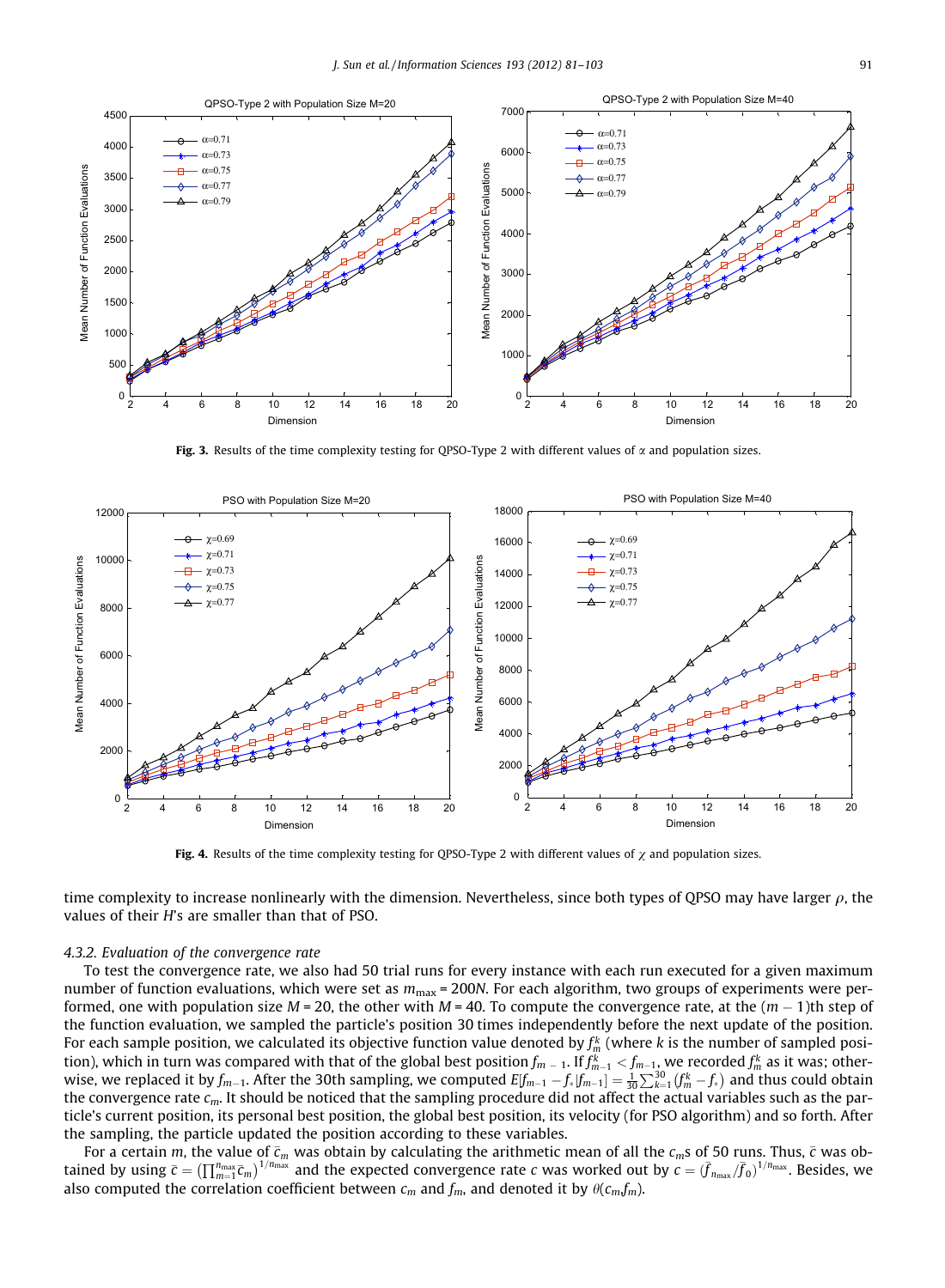Fig. 3. Results of the time complexity testing for QPSO-Type 2 with different values of $\alpha$ and population sizes.

Fig. 4. Results of the time complexity testing for QPSO-Type 2 with different values of $\chi$ and population sizes.

time complexity to increase nonlinearly with the dimension. Nevertheless, since both types of QPSO may have larger $\rho$, the values of their $H$'s are smaller than that of PSO.

#### 4.3.2. Evaluation of the convergence rate

To test the convergence rate, we also had 50 trial runs for every instance with each run executed for a given maximum number of function evaluations, which were set as $m_{max} = 200N$. For each algorithm, two groups of experiments were performed, one with population size $M = 20$, the other with $M = 40$. To compute the convergence rate, at the $(m - 1)$th step of the function evaluation, we sampled the particle's position 30 times independently before the next update of the position. For each sample position, we calculated its objective function value denoted by $f_m^k$ (where $k$ is the number of sampled position), which in turn was compared with that of the global best position $f_{m-1}$. If $f_{m-1}^k < f_{m-1}$, we recorded $f_m^k$ as it was; otherwise, we replaced it by $f_{m-1}$. After the 30th sampling, we computed $E[f_{m-1} - f_* | f_{m-1}] = \frac{1}{30}\sum_{k=1}^{30}(f_m^k - f_*)$ and thus could obtain the convergence rate $c_m$. It should be noticed that the sampling procedure did not affect the actual variables such as the particle's current position, its personal best position, the global best position, its velocity (for PSO algorithm) and so forth. After the sampling, the particle updated the position according to these variables.

For a certain $m$, the value of $\bar{c}_m$ was obtain by calculating the arithmetic mean of all the $c_m$s of 50 runs. Thus, $\bar{c}$ was obtained by using $\bar{c} = \left(\prod_{m=1}^{n_{max}} \bar{c}_m\right)^{1/n_{max}}$ and the expected convergence rate $c$ was worked out by $c = \left(\bar{f}_{n_{max}}/\bar{f}_0\right)^{1/n_{max}}$. Besides, we also computed the correlation coefficient between $c_m$ and $f_m$, and denoted it by $\theta(c_m, f_m)$.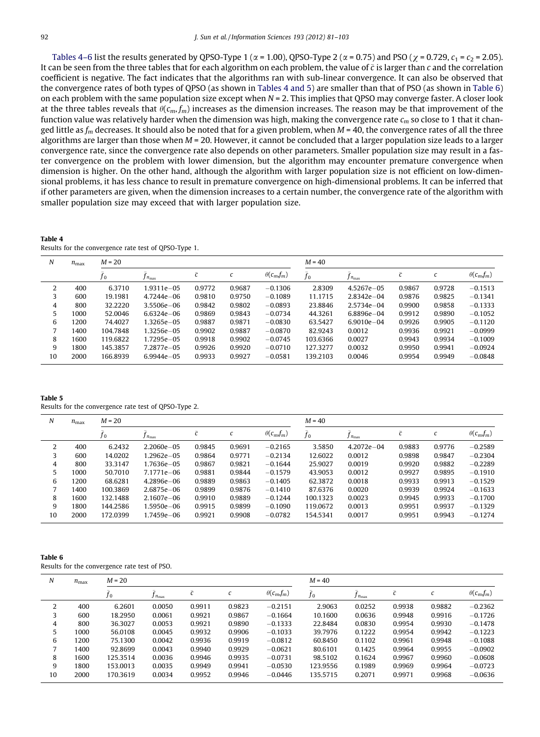Tables 4–6 list the results generated by QPSO-Type 1 ($\alpha = 1.00$), QPSO-Type 2 ($\alpha = 0.75$) and PSO ($\chi = 0.729$, $c_1 = c_2 = 2.05$). It can be seen from the three tables that for each algorithm on each problem, the value of $\bar{c}$ is larger than $c$ and the correlation coefficient is negative. The fact indicates that the algorithms ran with sub-linear convergence. It can also be observed that the convergence rates of both types of QPSO (as shown in Tables 4 and 5) are smaller than that of PSO (as shown in Table 6) on each problem with the same population size except when $N = 2$. This implies that QPSO may converge faster. A closer look at the three tables reveals that $\theta(c_m, f_m)$ increases as the dimension increases. The reason may be that improvement of the function value was relatively harder when the dimension was high, making the convergence rate $c_m$ so close to 1 that it changed little as $f_m$ decreases. It should also be noted that for a given problem, when $M = 40$, the convergence rates of all the three algorithms are larger than those when $M = 20$. However, it cannot be concluded that a larger population size leads to a larger convergence rate, since the convergence rate also depends on other parameters. Smaller population size may result in a faster convergence on the problem with lower dimension, but the algorithm may encounter premature convergence when dimension is higher. On the other hand, although the algorithm with larger population size is not efficient on low-dimensional problems, it has less chance to result in premature convergence on high-dimensional problems. It can be inferred that if other parameters are given, when the dimension increases to a certain number, the convergence rate of the algorithm with smaller population size may exceed that with larger population size.

**Table 4**
Results for the convergence rate test of QPSO-Type 1.

| $N$ | $n_{\max}$ | $M = 20$ | | | | | $M = 40$ | | | | |
|---|---|---|---|---|---|---|---|---|---|---|---|
| | | $\bar{f}_0$ | $\bar{f}_{n_{\max}}$ | $\bar{c}$ | $c$ | $\theta(c_m, f_m)$ | $\bar{f}_0$ | $\bar{f}_{n_{\max}}$ | $\bar{c}$ | $c$ | $\theta(c_m, f_m)$ |
| 2 | 400 | 6.3710 | 1.9311e−05 | 0.9772 | 0.9687 | −0.1306 | 2.8309 | 4.5267e−05 | 0.9867 | 0.9728 | −0.1513 |
| 3 | 600 | 19.1981 | 4.7244e−06 | 0.9810 | 0.9750 | −0.1089 | 11.1715 | 2.8342e−04 | 0.9876 | 0.9825 | −0.1341 |
| 4 | 800 | 32.2220 | 3.5506e−06 | 0.9842 | 0.9802 | −0.0893 | 23.8846 | 2.5734e−04 | 0.9900 | 0.9858 | −0.1333 |
| 5 | 1000 | 52.0046 | 6.6324e−06 | 0.9869 | 0.9843 | −0.0734 | 44.3261 | 6.8896e−04 | 0.9912 | 0.9890 | −0.1052 |
| 6 | 1200 | 74.4027 | 1.3265e−05 | 0.9887 | 0.9871 | −0.0830 | 63.5427 | 6.9010e−04 | 0.9926 | 0.9905 | −0.1120 |
| 7 | 1400 | 104.7848 | 1.3256e−05 | 0.9902 | 0.9887 | −0.0870 | 82.9243 | 0.0012 | 0.9936 | 0.9921 | −0.0999 |
| 8 | 1600 | 119.6822 | 1.7295e−05 | 0.9918 | 0.9902 | −0.0745 | 103.6366 | 0.0027 | 0.9943 | 0.9934 | −0.1009 |
| 9 | 1800 | 145.3857 | 7.2877e−05 | 0.9926 | 0.9920 | −0.0710 | 127.3277 | 0.0032 | 0.9950 | 0.9941 | −0.0924 |
| 10 | 2000 | 166.8939 | 6.9944e−05 | 0.9933 | 0.9927 | −0.0581 | 139.2103 | 0.0046 | 0.9954 | 0.9949 | −0.0848 |

**Table 5**
Results for the convergence rate test of QPSO-Type 2.

| $N$ | $n_{\max}$ | $M = 20$ | | | | | $M = 40$ | | | | |
|---|---|---|---|---|---|---|---|---|---|---|---|
| | | $\bar{f}_0$ | $\bar{f}_{n_{\max}}$ | $\bar{c}$ | $c$ | $\theta(c_m, f_m)$ | $\bar{f}_0$ | $\bar{f}_{n_{\max}}$ | $\bar{c}$ | $c$ | $\theta(c_m, f_m)$ |
| 2 | 400 | 6.2432 | 2.2060e−05 | 0.9845 | 0.9691 | −0.2165 | 3.5850 | 4.2072e−04 | 0.9883 | 0.9776 | −0.2589 |
| 3 | 600 | 14.0202 | 1.2962e−05 | 0.9864 | 0.9771 | −0.2134 | 12.6022 | 0.0012 | 0.9898 | 0.9847 | −0.2304 |
| 4 | 800 | 33.3147 | 1.7636e−05 | 0.9867 | 0.9821 | −0.1644 | 25.9027 | 0.0019 | 0.9920 | 0.9882 | −0.2289 |
| 5 | 1000 | 50.7010 | 7.1771e−06 | 0.9881 | 0.9844 | −0.1579 | 43.9053 | 0.0012 | 0.9927 | 0.9895 | −0.1910 |
| 6 | 1200 | 68.6281 | 4.2896e−06 | 0.9889 | 0.9863 | −0.1405 | 62.3872 | 0.0018 | 0.9933 | 0.9913 | −0.1529 |
| 7 | 1400 | 100.3869 | 2.6875e−06 | 0.9899 | 0.9876 | −0.1410 | 87.6376 | 0.0020 | 0.9939 | 0.9924 | −0.1633 |
| 8 | 1600 | 132.1488 | 2.1607e−06 | 0.9910 | 0.9889 | −0.1244 | 100.1323 | 0.0023 | 0.9945 | 0.9933 | −0.1700 |
| 9 | 1800 | 144.2586 | 1.5950e−06 | 0.9915 | 0.9899 | −0.1090 | 119.0672 | 0.0013 | 0.9951 | 0.9937 | −0.1329 |
| 10 | 2000 | 172.0399 | 1.7459e−06 | 0.9921 | 0.9908 | −0.0782 | 154.5341 | 0.0017 | 0.9951 | 0.9943 | −0.1274 |

**Table 6**
Results for the convergence rate test of PSO.

| $N$ | $n_{\max}$ | $M = 20$ | | | | | $M = 40$ | | | | |
|---|---|---|---|---|---|---|---|---|---|---|---|
| | | $\bar{f}_0$ | $\bar{f}_{n_{\max}}$ | $\bar{c}$ | $c$ | $\theta(c_m, f_m)$ | $\bar{f}_0$ | $\bar{f}_{n_{\max}}$ | $\bar{c}$ | $c$ | $\theta(c_m, f_m)$ |
| 2 | 400 | 6.2601 | 0.0050 | 0.9911 | 0.9823 | −0.2151 | 2.9063 | 0.0252 | 0.9938 | 0.9882 | −0.2362 |
| 3 | 600 | 18.2950 | 0.0061 | 0.9921 | 0.9867 | −0.1664 | 10.1600 | 0.0636 | 0.9948 | 0.9916 | −0.1726 |
| 4 | 800 | 36.3027 | 0.0053 | 0.9921 | 0.9890 | −0.1333 | 22.8484 | 0.0830 | 0.9954 | 0.9930 | −0.1478 |
| 5 | 1000 | 56.0108 | 0.0045 | 0.9932 | 0.9906 | −0.1033 | 39.7976 | 0.1222 | 0.9954 | 0.9942 | −0.1223 |
| 6 | 1200 | 75.1300 | 0.0042 | 0.9936 | 0.9919 | −0.0812 | 60.8450 | 0.1102 | 0.9961 | 0.9948 | −0.1088 |
| 7 | 1400 | 92.8699 | 0.0043 | 0.9940 | 0.9929 | −0.0621 | 80.6101 | 0.1425 | 0.9964 | 0.9955 | −0.0902 |
| 8 | 1600 | 125.3514 | 0.0036 | 0.9946 | 0.9935 | −0.0731 | 98.5102 | 0.1624 | 0.9967 | 0.9960 | −0.0608 |
| 9 | 1800 | 153.0013 | 0.0035 | 0.9949 | 0.9941 | −0.0530 | 123.9556 | 0.1989 | 0.9969 | 0.9964 | −0.0723 |
| 10 | 2000 | 170.3619 | 0.0034 | 0.9952 | 0.9946 | −0.0446 | 135.5715 | 0.2071 | 0.9971 | 0.9968 | −0.0636 |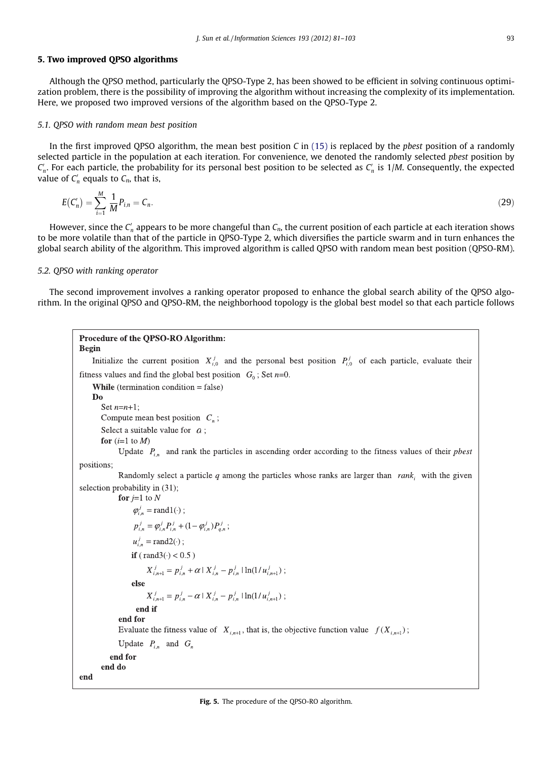## 5. Two improved QPSO algorithms

Although the QPSO method, particularly the QPSO-Type 2, has been showed to be efficient in solving continuous optimization problem, there is the possibility of improving the algorithm without increasing the complexity of its implementation. Here, we proposed two improved versions of the algorithm based on the QPSO-Type 2.

### 5.1. QPSO with random mean best position

In the first improved QPSO algorithm, the mean best position $C$ in (15) is replaced by the *pbest* position of a randomly selected particle in the population at each iteration. For convenience, we denoted the randomly selected *pbest* position by $C'_n$. For each particle, the probability for its personal best position to be selected as $C'_n$ is $1/M$. Consequently, the expected value of $C'_n$ equals to $C_n$, that is,

$$E(C'_n) = \sum_{i=1}^{M} \frac{1}{M} P_{i,n} = C_n. \tag{29}$$

However, since the $C'_n$ appears to be more changeful than $C_n$, the current position of each particle at each iteration shows to be more volatile than that of the particle in QPSO-Type 2, which diversifies the particle swarm and in turn enhances the global search ability of the algorithm. This improved algorithm is called QPSO with random mean best position (QPSO-RM).

### 5.2. QPSO with ranking operator

The second improvement involves a ranking operator proposed to enhance the global search ability of the QPSO algorithm. In the original QPSO and QPSO-RM, the neighborhood topology is the global best model so that each particle follows

**Procedure of the QPSO-RO Algorithm:**
**Begin**
Initialize the current position $X_{i,0}^{j}$ and the personal best position $P_{i,0}^{j}$ of each particle, evaluate their fitness values and find the global best position $G_0$; Set $n$=0.
**While** (termination condition = false)
**Do**
Set $n$=$n$+1;
Compute mean best position $C_n$;
Select a suitable value for $\alpha$;
**for** ($i$=1 to $M$)
Update $P_{i,n}$ and rank the particles in ascending order according to the fitness values of their *pbest* positions;
Randomly select a particle $q$ among the particles whose ranks are larger than $rank_i$ with the given selection probability in (31);
**for** $j$=1 to $N$
$\varphi_{i,n}^{j} = \text{rand1}(\cdot)$;
$p_{i,n}^{j} = \varphi_{i,n}^{j} P_{i,n}^{j} + (1-\varphi_{i,n}^{j}) P_{q,n}^{j}$;
$u_{i,n}^{j} = \text{rand2}(\cdot)$;
**if** ( rand3($\cdot$) < 0.5 )
$X_{i,n+1}^{j} = p_{i,n}^{j} + \alpha \mid X_{i,n}^{j} - p_{i,n}^{j} \mid \ln(1/u_{i,n+1}^{j})$;
**else**
$X_{i,n+1}^{j} = p_{i,n}^{j} - \alpha \mid X_{i,n}^{j} - p_{i,n}^{j} \mid \ln(1/u_{i,n+1}^{j})$;
**end if**
**end for**
Evaluate the fitness value of $X_{i,n+1}$, that is, the objective function value $f(X_{i,n+1})$;
Update $P_{i,n}$ and $G_n$
**end for**
**end do**
**end**

**Fig. 5.** The procedure of the QPSO-RO algorithm.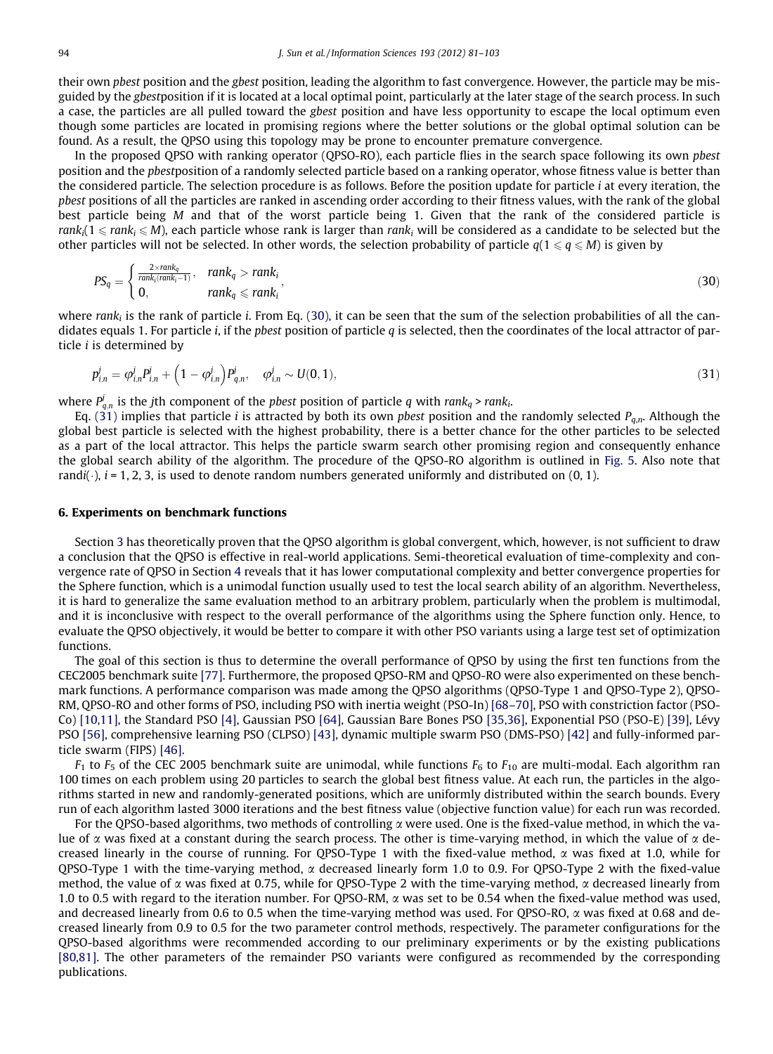their own *pbest* position and the *gbest* position, leading the algorithm to fast convergence. However, the particle may be misguided by the *gbest*position if it is located at a local optimal point, particularly at the later stage of the search process. In such a case, the particles are all pulled toward the *gbest* position and have less opportunity to escape the local optimum even though some particles are located in promising regions where the better solutions or the global optimal solution can be found. As a result, the QPSO using this topology may be prone to encounter premature convergence.

In the proposed QPSO with ranking operator (QPSO-RO), each particle flies in the search space following its own *pbest* position and the *pbest*position of a randomly selected particle based on a ranking operator, whose fitness value is better than the considered particle. The selection procedure is as follows. Before the position update for particle $i$ at every iteration, the *pbest* positions of all the particles are ranked in ascending order according to their fitness values, with the rank of the global best particle being $M$ and that of the worst particle being 1. Given that the rank of the considered particle is $rank_i(1 \leqslant rank_i \leqslant M)$, each particle whose rank is larger than $rank_i$ will be considered as a candidate to be selected but the other particles will not be selected. In other words, the selection probability of particle $q(1 \leqslant q \leqslant M)$ is given by

$$PS_q = \begin{cases} \frac{2 \times rank_q}{rank_i(rank_i - 1)}, & rank_q > rank_i \\ 0, & rank_q \leqslant rank_i \end{cases}, \tag{30}$$

where $rank_i$ is the rank of particle $i$. From Eq. (30), it can be seen that the sum of the selection probabilities of all the candidates equals 1. For particle $i$, if the *pbest* position of particle $q$ is selected, then the coordinates of the local attractor of particle $i$ is determined by

$$p_{i,n}^j = \varphi_{i,n}^j P_{i,n}^j + \left(1 - \varphi_{i,n}^j\right) P_{q,n}^j, \quad \varphi_{i,n}^j \sim U(0,1), \tag{31}$$

where $P_{q,n}^j$ is the $j$th component of the *pbest* position of particle $q$ with $rank_q > rank_i$.

Eq. (31) implies that particle $i$ is attracted by both its own *pbest* position and the randomly selected $P_{q,n}$. Although the global best particle is selected with the highest probability, there is a better chance for the other particles to be selected as a part of the local attractor. This helps the particle swarm search other promising region and consequently enhance the global search ability of the algorithm. The procedure of the QPSO-RO algorithm is outlined in Fig. 5. Also note that rand$i(\cdot)$, $i$ = 1, 2, 3, is used to denote random numbers generated uniformly and distributed on (0, 1).

## 6. Experiments on benchmark functions

Section 3 has theoretically proven that the QPSO algorithm is global convergent, which, however, is not sufficient to draw a conclusion that the QPSO is effective in real-world applications. Semi-theoretical evaluation of time-complexity and convergence rate of QPSO in Section 4 reveals that it has lower computational complexity and better convergence properties for the Sphere function, which is a unimodal function usually used to test the local search ability of an algorithm. Nevertheless, it is hard to generalize the same evaluation method to an arbitrary problem, particularly when the problem is multimodal, and it is inconclusive with respect to the overall performance of the algorithms using the Sphere function only. Hence, to evaluate the QPSO objectively, it would be better to compare it with other PSO variants using a large test set of optimization functions.

The goal of this section is thus to determine the overall performance of QPSO by using the first ten functions from the CEC2005 benchmark suite [77]. Furthermore, the proposed QPSO-RM and QPSO-RO were also experimented on these benchmark functions. A performance comparison was made among the QPSO algorithms (QPSO-Type 1 and QPSO-Type 2), QPSO-RM, QPSO-RO and other forms of PSO, including PSO with inertia weight (PSO-In) [68–70], PSO with constriction factor (PSO-Co) [10,11], the Standard PSO [4], Gaussian PSO [64], Gaussian Bare Bones PSO [35,36], Exponential PSO (PSO-E) [39], Lévy PSO [56], comprehensive learning PSO (CLPSO) [43], dynamic multiple swarm PSO (DMS-PSO) [42] and fully-informed particle swarm (FIPS) [46].

$F_1$ to $F_5$ of the CEC 2005 benchmark suite are unimodal, while functions $F_6$ to $F_{10}$ are multi-modal. Each algorithm ran 100 times on each problem using 20 particles to search the global best fitness value. At each run, the particles in the algorithms started in new and randomly-generated positions, which are uniformly distributed within the search bounds. Every run of each algorithm lasted 3000 iterations and the best fitness value (objective function value) for each run was recorded.

For the QPSO-based algorithms, two methods of controlling $\alpha$ were used. One is the fixed-value method, in which the value of $\alpha$ was fixed at a constant during the search process. The other is time-varying method, in which the value of $\alpha$ decreased linearly in the course of running. For QPSO-Type 1 with the fixed-value method, $\alpha$ was fixed at 1.0, while for QPSO-Type 1 with the time-varying method, $\alpha$ decreased linearly form 1.0 to 0.9. For QPSO-Type 2 with the fixed-value method, the value of $\alpha$ was fixed at 0.75, while for QPSO-Type 2 with the time-varying method, $\alpha$ decreased linearly from 1.0 to 0.5 with regard to the iteration number. For QPSO-RM, $\alpha$ was set to be 0.54 when the fixed-value method was used, and decreased linearly from 0.6 to 0.5 when the time-varying method was used. For QPSO-RO, $\alpha$ was fixed at 0.68 and decreased linearly from 0.9 to 0.5 for the two parameter control methods, respectively. The parameter configurations for the QPSO-based algorithms were recommended according to our preliminary experiments or by the existing publications [80,81]. The other parameters of the remainder PSO variants were configured as recommended by the corresponding publications.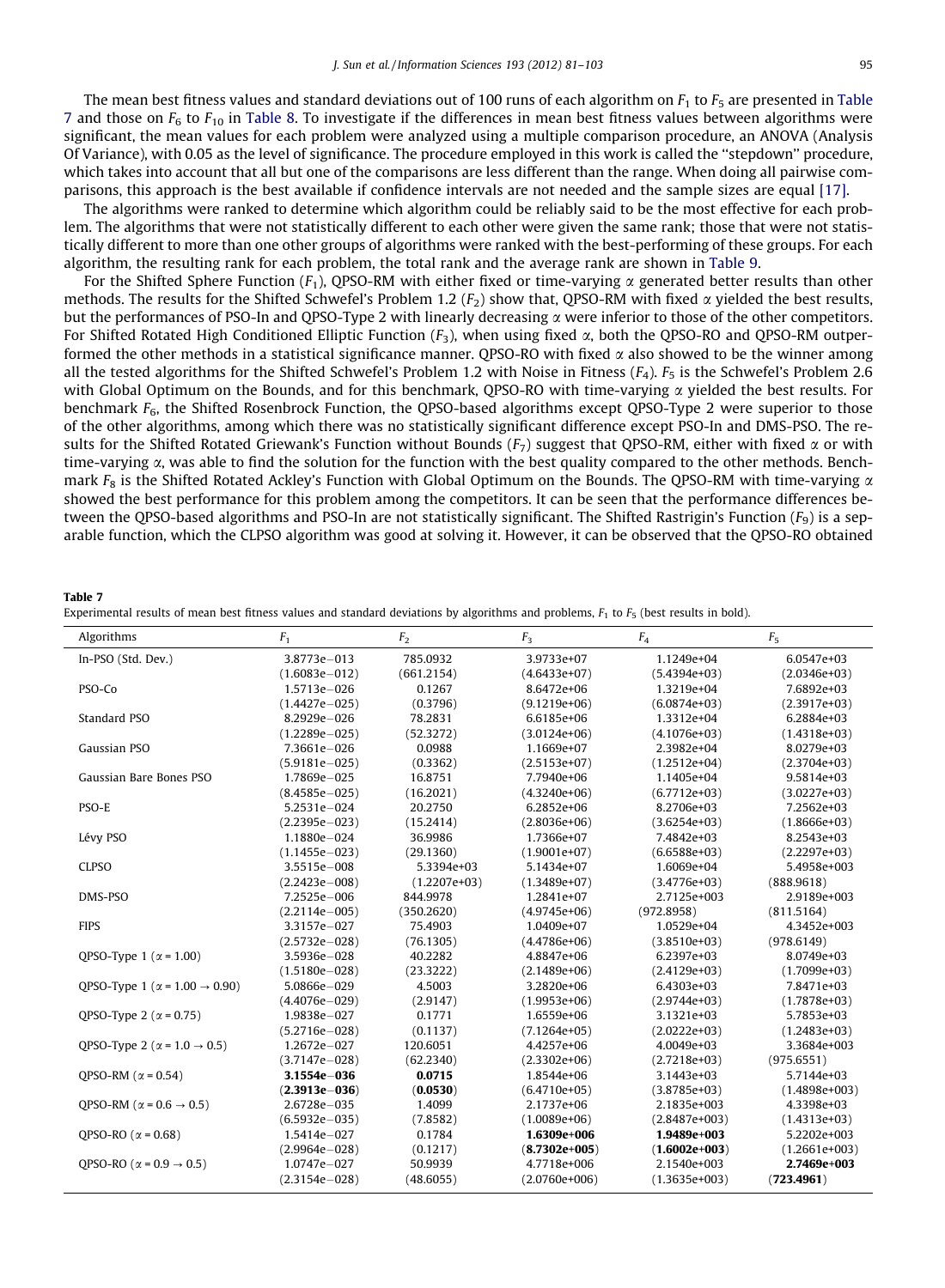The mean best fitness values and standard deviations out of 100 runs of each algorithm on $F_1$ to $F_5$ are presented in Table 7 and those on $F_6$ to $F_{10}$ in Table 8. To investigate if the differences in mean best fitness values between algorithms were significant, the mean values for each problem were analyzed using a multiple comparison procedure, an ANOVA (Analysis Of Variance), with 0.05 as the level of significance. The procedure employed in this work is called the "stepdown" procedure, which takes into account that all but one of the comparisons are less different than the range. When doing all pairwise comparisons, this approach is the best available if confidence intervals are not needed and the sample sizes are equal [17].

The algorithms were ranked to determine which algorithm could be reliably said to be the most effective for each problem. The algorithms that were not statistically different to each other were given the same rank; those that were not statistically different to more than one other groups of algorithms were ranked with the best-performing of these groups. For each algorithm, the resulting rank for each problem, the total rank and the average rank are shown in Table 9.

For the Shifted Sphere Function ($F_1$), QPSO-RM with either fixed or time-varying $\alpha$ generated better results than other methods. The results for the Shifted Schwefel's Problem 1.2 ($F_2$) show that, QPSO-RM with fixed $\alpha$ yielded the best results, but the performances of PSO-In and QPSO-Type 2 with linearly decreasing $\alpha$ were inferior to those of the other competitors. For Shifted Rotated High Conditioned Elliptic Function ($F_3$), when using fixed $\alpha$, both the QPSO-RO and QPSO-RM outperformed the other methods in a statistical significance manner. QPSO-RO with fixed $\alpha$ also showed to be the winner among all the tested algorithms for the Shifted Schwefel's Problem 1.2 with Noise in Fitness ($F_4$). $F_5$ is the Schwefel's Problem 2.6 with Global Optimum on the Bounds, and for this benchmark, QPSO-RO with time-varying $\alpha$ yielded the best results. For benchmark $F_6$, the Shifted Rosenbrock Function, the QPSO-based algorithms except QPSO-Type 2 were superior to those of the other algorithms, among which there was no statistically significant difference except PSO-In and DMS-PSO. The results for the Shifted Rotated Griewank's Function without Bounds ($F_7$) suggest that QPSO-RM, either with fixed $\alpha$ or with time-varying $\alpha$, was able to find the solution for the function with the best quality compared to the other methods. Benchmark $F_8$ is the Shifted Rotated Ackley's Function with Global Optimum on the Bounds. The QPSO-RM with time-varying $\alpha$ showed the best performance for this problem among the competitors. It can be seen that the performance differences between the QPSO-based algorithms and PSO-In are not statistically significant. The Shifted Rastrigin's Function ($F_9$) is a separable function, which the CLPSO algorithm was good at solving it. However, it can be observed that the QPSO-RO obtained

**Table 7**
Experimental results of mean best fitness values and standard deviations by algorithms and problems, $F_1$ to $F_5$ (best results in bold).

| Algorithms | $F_1$ | $F_2$ | $F_3$ | $F_4$ | $F_5$ |
|---|---|---|---|---|---|
| In-PSO (Std. Dev.) | 3.8773e−013 | 785.0932 | 3.9733e+07 | 1.1249e+04 | 6.0547e+03 |
| | (1.6083e−012) | (661.2154) | (4.6433e+07) | (5.4394e+03) | (2.0346e+03) |
| PSO-Co | 1.5713e−026 | 0.1267 | 8.6472e+06 | 1.3219e+04 | 7.6892e+03 |
| | (1.4427e−025) | (0.3796) | (9.1219e+06) | (6.0874e+03) | (2.3917e+03) |
| Standard PSO | 8.2929e−026 | 78.2831 | 6.6185e+06 | 1.3312e+04 | 6.2884e+03 |
| | (1.2289e−025) | (52.3272) | (3.0124e+06) | (4.1076e+03) | (1.4318e+03) |
| Gaussian PSO | 7.3661e−026 | 0.0988 | 1.1669e+07 | 2.3982e+04 | 8.0279e+03 |
| | (5.9181e−025) | (0.3362) | (2.5153e+07) | (1.2512e+04) | (2.3704e+03) |
| Gaussian Bare Bones PSO | 1.7869e−025 | 16.8751 | 7.7940e+06 | 1.1405e+04 | 9.5814e+03 |
| | (8.4585e−025) | (16.2021) | (4.3240e+06) | (6.7712e+03) | (3.0227e+03) |
| PSO-E | 5.2531e−024 | 20.2750 | 6.2852e+06 | 8.2706e+03 | 7.2562e+03 |
| | (2.2395e−023) | (15.2414) | (2.8036e+06) | (3.6254e+03) | (1.8666e+03) |
| Lévy PSO | 1.1880e−024 | 36.9986 | 1.7366e+07 | 7.4842e+03 | 8.2543e+03 |
| | (1.1455e−023) | (29.1360) | (1.9001e+07) | (6.6588e+03) | (2.2297e+03) |
| CLPSO | 3.5515e−008 | 5.3394e+03 | 5.1434e+07 | 1.6069e+04 | 5.4958e+003 |
| | (2.2423e−008) | (1.2207e+03) | (1.3489e+07) | (3.4776e+03) | (888.9618) |
| DMS-PSO | 7.2525e−006 | 844.9978 | 1.2841e+07 | 2.7125e+003 | 2.9189e+003 |
| | (2.2114e−005) | (350.2620) | (4.9745e+06) | (972.8958) | (811.5164) |
| FIPS | 3.3157e−027 | 75.4903 | 1.0409e+07 | 1.0529e+04 | 4.3452e+003 |
| | (2.5732e−028) | (76.1305) | (4.4786e+06) | (3.8510e+03) | (978.6149) |
| QPSO-Type 1 ($\alpha$ = 1.00) | 3.5936e−028 | 40.2282 | 4.8847e+06 | 6.2397e+03 | 8.0749e+03 |
| | (1.5180e−028) | (23.3222) | (2.1489e+06) | (2.4129e+03) | (1.7099e+03) |
| QPSO-Type 1 ($\alpha$ = 1.00 → 0.90) | 5.0866e−029 | 4.5003 | 3.2820e+06 | 6.4303e+03 | 7.8471e+03 |
| | (4.4076e−029) | (2.9147) | (1.9953e+06) | (2.9744e+03) | (1.7878e+03) |
| QPSO-Type 2 ($\alpha$ = 0.75) | 1.9838e−027 | 0.1771 | 1.6559e+06 | 3.1321e+03 | 5.7853e+03 |
| | (5.2716e−028) | (0.1137) | (7.1264e+05) | (2.0222e+03) | (1.2483e+03) |
| QPSO-Type 2 ($\alpha$ = 1.0 → 0.5) | 1.2672e−027 | 120.6051 | 4.4257e+06 | 4.0049e+03 | 3.3684e+003 |
| | (3.7147e−028) | (62.2340) | (2.3302e+06) | (2.7218e+03) | (975.6551) |
| QPSO-RM ($\alpha$ = 0.54) | **3.1554e−036** | **0.0715** | 1.8544e+06 | 3.1443e+03 | 5.7144e+03 |
| | (**2.3913e−036**) | (**0.0530**) | (6.4710e+05) | (3.8785e+03) | (1.4898e+003) |
| QPSO-RM ($\alpha$ = 0.6 → 0.5) | 2.6728e−035 | 1.4099 | 2.1737e+06 | 2.1835e+003 | 4.3398e+03 |
| | (6.5932e−035) | (7.8582) | (1.0089e+06) | (2.8487e+003) | (1.4313e+03) |
| QPSO-RO ($\alpha$ = 0.68) | 1.5414e−027 | 0.1784 | **1.6309e+006** | **1.9489e+003** | 5.2202e+003 |
| | (2.9964e−028) | (0.1217) | (**8.7302e+005**) | (**1.6002e+003**) | (1.2661e+003) |
| QPSO-RO ($\alpha$ = 0.9 → 0.5) | 1.0747e−027 | 50.9939 | 4.7718e+006 | 2.1540e+003 | **2.7469e+003** |
| | (2.3154e−028) | (48.6055) | (2.0760e+006) | (1.3635e+003) | (**723.4961**) |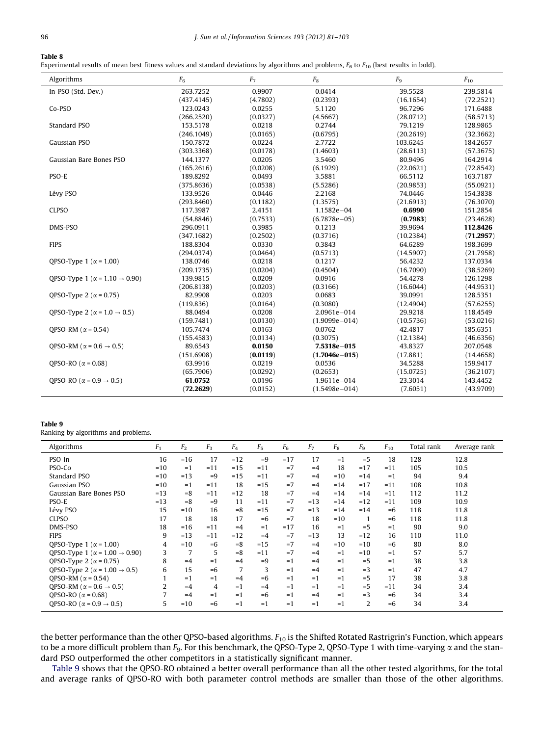**Table 8**
Experimental results of mean best fitness values and standard deviations by algorithms and problems, $F_6$ to $F_{10}$ (best results in bold).

| Algorithms | $F_6$ | $F_7$ | $F_8$ | $F_9$ | $F_{10}$ |
|---|---|---|---|---|---|
| In-PSO (Std. Dev.) | 263.7252 | 0.9907 | 0.0414 | 39.5528 | 239.5814 |
| | (437.4145) | (4.7802) | (0.2393) | (16.1654) | (72.2521) |
| Co-PSO | 123.0243 | 0.0255 | 5.1120 | 96.7296 | 171.6488 |
| | (266.2520) | (0.0327) | (4.5667) | (28.0712) | (58.5713) |
| Standard PSO | 153.5178 | 0.0218 | 0.2744 | 79.1219 | 128.9865 |
| | (246.1049) | (0.0165) | (0.6795) | (20.2619) | (32.3662) |
| Gaussian PSO | 150.7872 | 0.0224 | 2.7722 | 103.6245 | 184.2657 |
| | (303.3368) | (0.0178) | (1.4603) | (28.6113) | (57.3675) |
| Gaussian Bare Bones PSO | 144.1377 | 0.0205 | 3.5460 | 80.9496 | 164.2914 |
| | (165.2616) | (0.0208) | (6.1929) | (22.0621) | (72.8542) |
| PSO-E | 189.8292 | 0.0493 | 3.5881 | 66.5112 | 163.7187 |
| | (375.8636) | (0.0538) | (5.5286) | (20.9853) | (55.0921) |
| Lévy PSO | 133.9526 | 0.0446 | 2.2168 | 74.0446 | 154.3838 |
| | (293.8460) | (0.1182) | (1.3575) | (21.6913) | (76.3070) |
| CLPSO | 117.3987 | 2.4151 | 1.1582e−04 | **0.6990** | 151.2854 |
| | (54.8846) | (0.7533) | (6.7878e−05) | (**0.7983**) | (23.4628) |
| DMS-PSO | 296.0911 | 0.3985 | 0.1213 | 39.9694 | **112.8426** |
| | (347.1682) | (0.2502) | (0.3716) | (10.2384) | (**71.2957**) |
| FIPS | 188.8304 | 0.0330 | 0.3843 | 64.6289 | 198.3699 |
| | (294.0374) | (0.0464) | (0.5713) | (14.5907) | (21.7958) |
| QPSO-Type 1 ($\alpha$ = 1.00) | 138.0746 | 0.0218 | 0.1217 | 56.4232 | 137.0334 |
| | (209.1735) | (0.0204) | (0.4504) | (16.7090) | (38.5269) |
| QPSO-Type 1 ($\alpha$ = 1.10 → 0.90) | 139.9815 | 0.0209 | 0.0916 | 54.4278 | 126.1298 |
| | (206.8138) | (0.0203) | (0.3166) | (16.6044) | (44.9531) |
| QPSO-Type 2 ($\alpha$ = 0.75) | 82.9908 | 0.0203 | 0.0683 | 39.0991 | 128.5351 |
| | (119.836) | (0.0164) | (0.3080) | (12.4904) | (57.6255) |
| QPSO-Type 2 ($\alpha$ = 1.0 → 0.5) | 88.0494 | 0.0208 | 2.0961e−014 | 29.9218 | 118.4549 |
| | (159.7481) | (0.0130) | (1.9099e−014) | (10.5736) | (53.0216) |
| QPSO-RM ($\alpha$ = 0.54) | 105.7474 | 0.0163 | 0.0762 | 42.4817 | 185.6351 |
| | (155.4583) | (0.0134) | (0.3075) | (12.1384) | (46.6356) |
| QPSO-RM ($\alpha$ = 0.6 → 0.5) | 89.6543 | **0.0150** | **7.5318e−015** | 43.8327 | 207.0548 |
| | (151.6908) | (**0.0119**) | (**1.7046e−015**) | (17.881) | (14.4658) |
| QPSO-RO ($\alpha$ = 0.68) | 63.9916 | 0.0219 | 0.0536 | 34.5288 | 159.9417 |
| | (65.7906) | (0.0292) | (0.2653) | (15.0725) | (36.2107) |
| QPSO-RO ($\alpha$ = 0.9 → 0.5) | **61.0752** | 0.0196 | 1.9611e−014 | 23.3014 | 143.4452 |
| | (**72.2629**) | (0.0152) | (1.5498e−014) | (7.6051) | (43.9709) |

**Table 9**
Ranking by algorithms and problems.

| Algorithms | $F_1$ | $F_2$ | $F_3$ | $F_4$ | $F_5$ | $F_6$ | $F_7$ | $F_8$ | $F_9$ | $F_{10}$ | Total rank | Average rank |
|---|---|---|---|---|---|---|---|---|---|---|---|---|
| PSO-In | 16 | =16 | 17 | =12 | =9 | =17 | 17 | =1 | =5 | 18 | 128 | 12.8 |
| PSO-Co | =10 | =1 | =11 | =15 | =11 | =7 | =4 | 18 | =17 | =11 | 105 | 10.5 |
| Standard PSO | =10 | =13 | =9 | =15 | =11 | =7 | =4 | =10 | =14 | =1 | 94 | 9.4 |
| Gaussian PSO | =10 | =1 | =11 | 18 | =15 | =7 | =4 | =14 | =17 | =11 | 108 | 10.8 |
| Gaussian Bare Bones PSO | =13 | =8 | =11 | =12 | 18 | =7 | =4 | =14 | =14 | =11 | 112 | 11.2 |
| PSO-E | =13 | =8 | =9 | 11 | =11 | =7 | =13 | =14 | =12 | =11 | 109 | 10.9 |
| Lévy PSO | 15 | =10 | 16 | =8 | =15 | =7 | =13 | =14 | =14 | =6 | 118 | 11.8 |
| CLPSO | 17 | 18 | 18 | 17 | =6 | =7 | 18 | =10 | 1 | =6 | 118 | 11.8 |
| DMS-PSO | 18 | =16 | =11 | =4 | =1 | =17 | 16 | =1 | =5 | =1 | 90 | 9.0 |
| FIPS | 9 | =13 | =11 | =12 | =4 | =7 | =13 | 13 | =12 | 16 | 110 | 11.0 |
| QPSO-Type 1 ($\alpha$ = 1.00) | 4 | =10 | =6 | =8 | =15 | =7 | =4 | =10 | =10 | =6 | 80 | 8.0 |
| QPSO-Type 1 ($\alpha$ = 1.00 → 0.90) | 3 | 7 | 5 | =8 | =11 | =7 | =4 | =1 | =10 | =1 | 57 | 5.7 |
| QPSO-Type 2 ($\alpha$ = 0.75) | 8 | =4 | =1 | =4 | =9 | =1 | =4 | =1 | =5 | =1 | 38 | 3.8 |
| QPSO-Type 2 ($\alpha$ = 1.00 → 0.5) | 6 | 15 | =6 | 7 | 3 | =1 | =4 | =1 | =3 | =1 | 47 | 4.7 |
| QPSO-RM ($\alpha$ = 0.54) | 1 | =1 | =1 | =4 | =6 | =1 | =1 | =1 | =5 | 17 | 38 | 3.8 |
| QPSO-RM ($\alpha$ = 0.6 → 0.5) | 2 | =4 | 4 | =1 | =4 | =1 | =1 | =1 | =5 | =11 | 34 | 3.4 |
| QPSO-RO ($\alpha$ = 0.68) | 7 | =4 | =1 | =1 | =6 | =1 | =4 | =1 | =3 | =6 | 34 | 3.4 |
| QPSO-RO ($\alpha$ = 0.9 → 0.5) | 5 | =10 | =6 | =1 | =1 | =1 | =1 | =1 | 2 | =6 | 34 | 3.4 |

the better performance than the other QPSO-based algorithms. $F_{10}$ is the Shifted Rotated Rastrigrin's Function, which appears to be a more difficult problem than $F_9$. For this benchmark, the QPSO-Type 2, QPSO-Type 1 with time-varying $\alpha$ and the standard PSO outperformed the other competitors in a statistically significant manner.

Table 9 shows that the QPSO-RO obtained a better overall performance than all the other tested algorithms, for the total and average ranks of QPSO-RO with both parameter control methods are smaller than those of the other algorithms.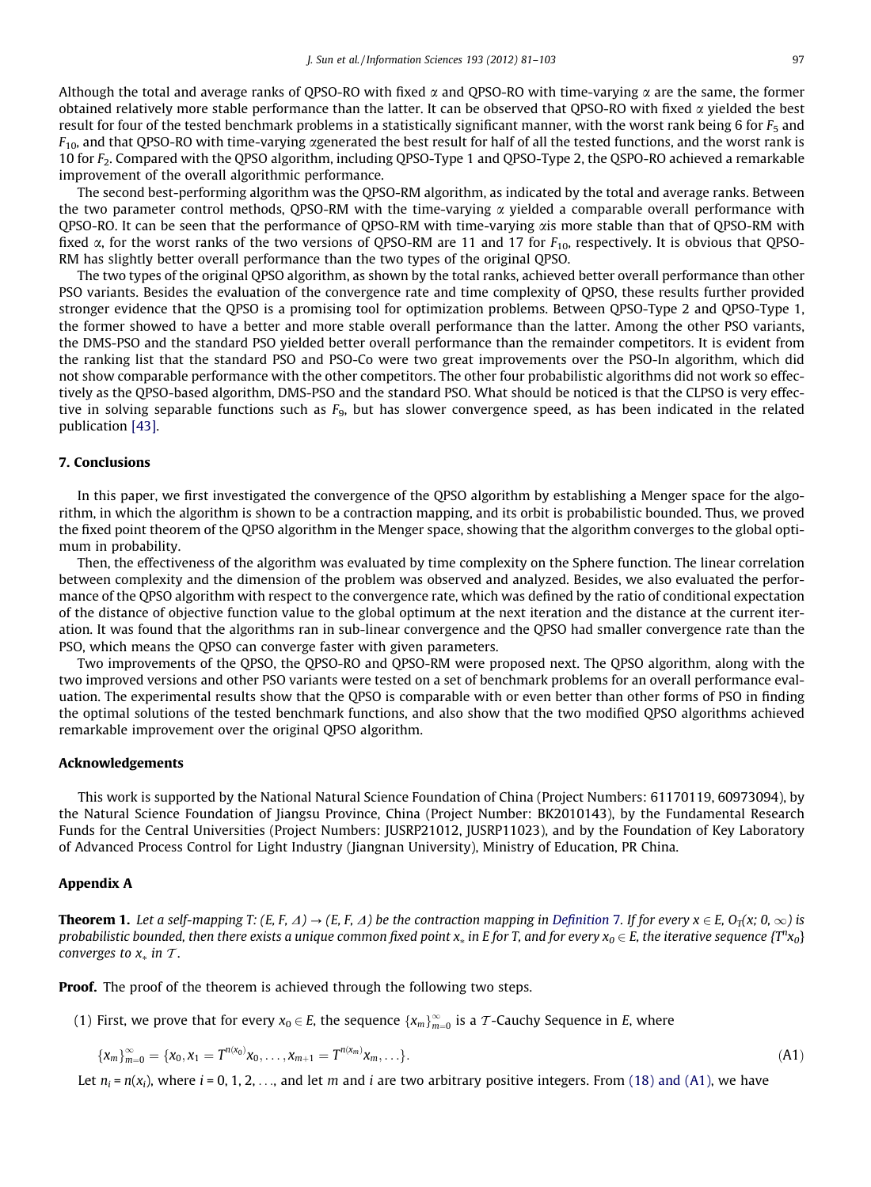Although the total and average ranks of QPSO-RO with fixed $\alpha$ and QPSO-RO with time-varying $\alpha$ are the same, the former obtained relatively more stable performance than the latter. It can be observed that QPSO-RO with fixed $\alpha$ yielded the best result for four of the tested benchmark problems in a statistically significant manner, with the worst rank being 6 for $F_5$ and $F_{10}$, and that QPSO-RO with time-varying $\alpha$generated the best result for half of all the tested functions, and the worst rank is 10 for $F_2$. Compared with the QPSO algorithm, including QPSO-Type 1 and QPSO-Type 2, the QSPO-RO achieved a remarkable improvement of the overall algorithmic performance.

The second best-performing algorithm was the QPSO-RM algorithm, as indicated by the total and average ranks. Between the two parameter control methods, QPSO-RM with the time-varying $\alpha$ yielded a comparable overall performance with QPSO-RO. It can be seen that the performance of QPSO-RM with time-varying $\alpha$is more stable than that of QPSO-RM with fixed $\alpha$, for the worst ranks of the two versions of QPSO-RM are 11 and 17 for $F_{10}$, respectively. It is obvious that QPSO-RM has slightly better overall performance than the two types of the original QPSO.

The two types of the original QPSO algorithm, as shown by the total ranks, achieved better overall performance than other PSO variants. Besides the evaluation of the convergence rate and time complexity of QPSO, these results further provided stronger evidence that the QPSO is a promising tool for optimization problems. Between QPSO-Type 2 and QPSO-Type 1, the former showed to have a better and more stable overall performance than the latter. Among the other PSO variants, the DMS-PSO and the standard PSO yielded better overall performance than the remainder competitors. It is evident from the ranking list that the standard PSO and PSO-Co were two great improvements over the PSO-In algorithm, which did not show comparable performance with the other competitors. The other four probabilistic algorithms did not work so effectively as the QPSO-based algorithm, DMS-PSO and the standard PSO. What should be noticed is that the CLPSO is very effective in solving separable functions such as $F_9$, but has slower convergence speed, as has been indicated in the related publication [43].

## 7. Conclusions

In this paper, we first investigated the convergence of the QPSO algorithm by establishing a Menger space for the algorithm, in which the algorithm is shown to be a contraction mapping, and its orbit is probabilistic bounded. Thus, we proved the fixed point theorem of the QPSO algorithm in the Menger space, showing that the algorithm converges to the global optimum in probability.

Then, the effectiveness of the algorithm was evaluated by time complexity on the Sphere function. The linear correlation between complexity and the dimension of the problem was observed and analyzed. Besides, we also evaluated the performance of the QPSO algorithm with respect to the convergence rate, which was defined by the ratio of conditional expectation of the distance of objective function value to the global optimum at the next iteration and the distance at the current iteration. It was found that the algorithms ran in sub-linear convergence and the QPSO had smaller convergence rate than the PSO, which means the QPSO can converge faster with given parameters.

Two improvements of the QPSO, the QPSO-RO and QPSO-RM were proposed next. The QPSO algorithm, along with the two improved versions and other PSO variants were tested on a set of benchmark problems for an overall performance evaluation. The experimental results show that the QPSO is comparable with or even better than other forms of PSO in finding the optimal solutions of the tested benchmark functions, and also show that the two modified QPSO algorithms achieved remarkable improvement over the original QPSO algorithm.

## Acknowledgements

This work is supported by the National Natural Science Foundation of China (Project Numbers: 61170119, 60973094), by the Natural Science Foundation of Jiangsu Province, China (Project Number: BK2010143), by the Fundamental Research Funds for the Central Universities (Project Numbers: JUSRP21012, JUSRP11023), and by the Foundation of Key Laboratory of Advanced Process Control for Light Industry (Jiangnan University), Ministry of Education, PR China.

## Appendix A

**Theorem 1.** *Let a self-mapping T: (E, F, Δ) → (E, F, Δ) be the contraction mapping in Definition 7. If for every $x \in E$, $O_T(x; 0, \infty)$ is probabilistic bounded, then there exists a unique common fixed point $x_*$ in E for T, and for every $x_0 \in E$, the iterative sequence $\{T^n x_0\}$ converges to $x_*$ in $\mathcal{T}$.*

**Proof.** The proof of the theorem is achieved through the following two steps.

(1) First, we prove that for every $x_0 \in E$, the sequence $\{x_m\}_{m=0}^{\infty}$ is a $\mathcal{T}$-Cauchy Sequence in $E$, where

$$\{x_m\}_{m=0}^{\infty} = \{x_0, x_1 = T^{n(x_0)}x_0, \ldots, x_{m+1} = T^{n(x_m)}x_m, \ldots\}. \tag{A1}$$

Let $n_i = n(x_i)$, where $i = 0, 1, 2, \ldots$, and let $m$ and $i$ are two arbitrary positive integers. From (18) and (A1), we have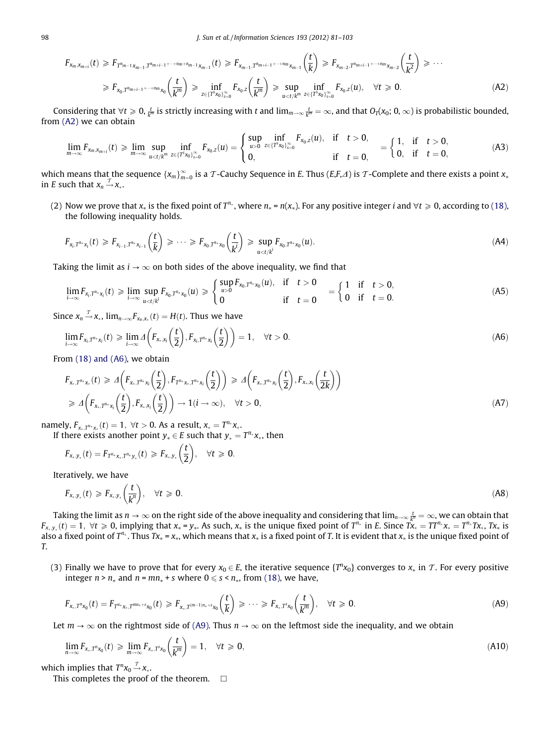$$F_{x_m,x_{m+i}}(t) \geqslant F_{T^{n_{m-1}}x_{m-1},T^{n_{m+i-1}+\cdots+n_m+n_{m-1}}x_{m-1}}(t) \geqslant F_{x_{m-1},T^{n_{m+i-1}+\cdots+n_m}x_{m-1}}\left(\frac{t}{k}\right) \geqslant F_{x_{m-2},T^{n_{m+i-1}+\cdots+n_m}x_{m-2}}\left(\frac{t}{k^2}\right) \geqslant \cdots$$

$$\geqslant F_{x_0,T^{n_{m+i-1}+\cdots+n_m}x_0}\left(\frac{t}{k^m}\right) \geqslant \inf_{z\in\{T^s x_0\}_{s=0}^{\infty}} F_{x_0,z}\left(\frac{t}{k^m}\right) \geqslant \sup_{u<t/k^m} \inf_{z\in\{T^s x_0\}_{s=0}^{\infty}} F_{x_0,z}(u), \quad \forall t \geqslant 0. \tag{A2}$$

Considering that $\forall t \geqslant 0$, $\frac{t}{k^m}$ is strictly increasing with $t$ and $\lim_{m\to\infty}\frac{t}{k^m}=\infty$, and that $O_T(x_0;0,\infty)$ is probabilistic bounded, from (A2) we can obtain

$$\lim_{m\to\infty} F_{x_m,x_{m+i}}(t) \geqslant \lim_{m\to\infty} \sup_{u<t/k^m} \inf_{z\in\{T^s x_0\}_{s=0}^{\infty}} F_{x_0,z}(u) = \begin{cases} \sup\limits_{u>0} \inf\limits_{z\in\{T^s x_0\}_{s=0}^{\infty}} F_{x_0,z}(u), & \text{if} \quad t>0, \\ 0, & \text{if} \quad t=0, \end{cases} = \begin{cases} 1, & \text{if} \quad t>0, \\ 0, & \text{if} \quad t=0, \end{cases} \tag{A3}$$

which means that the sequence $\{x_m\}_{m=0}^{\infty}$ is a $\mathcal{T}$-Cauchy Sequence in $E$. Thus $(E,F,\Delta)$ is $\mathcal{T}$-Complete and there exists a point $x_*$ in $E$ such that $x_n \xrightarrow{\mathcal{T}} x_*$.

(2) Now we prove that $x_*$ is the fixed point of $T^{n_*}$, where $n_* = n(x_*)$. For any positive integer $i$ and $\forall t \geqslant 0$, according to (18), the following inequality holds.

$$F_{x_i,T^{n_*}x_i}(t) \geqslant F_{x_{i-1},T^{n_*}x_{i-1}}\left(\frac{t}{k}\right) \geqslant \cdots \geqslant F_{x_0,T^{n_*}x_0}\left(\frac{t}{k^i}\right) \geqslant \sup_{u<t/k^i} F_{x_0,T^{n_*}x_0}(u). \tag{A4}$$

Taking the limit as $i\to\infty$ on both sides of the above inequality, we find that

$$\lim_{i\to\infty} F_{x_i,T^{n_*}x_i}(t) \geqslant \lim_{i\to\infty} \sup_{u<t/k^i} F_{x_0,T^{n_*}x_0}(u) \geqslant \begin{cases} \sup\limits_{u>0} F_{x_0,T^{n_*}x_0}(u), & \text{if} \quad t>0 \\ 0 & \text{if} \quad t=0 \end{cases} = \begin{cases} 1 & \text{if} \quad t>0, \\ 0 & \text{if} \quad t=0. \end{cases} \tag{A5}$$

Since $x_n \xrightarrow{\mathcal{T}} x_*$, $\lim_{n\to\infty} F_{x_n,x_*}(t) = H(t)$. Thus we have

$$\lim_{i\to\infty} F_{x_i,T^{n_*}x_i}(t) \geqslant \lim_{i\to\infty} \Delta\left(F_{x_*,x_i}\left(\frac{t}{2}\right), F_{x_i,T^{n_*}x_i}\left(\frac{t}{2}\right)\right) = 1, \quad \forall t>0. \tag{A6}$$

From (18) and (A6), we obtain

$$F_{x_*,T^{n_*}x_*}(t) \geqslant \Delta\left(F_{x_*,T^{n_*}x_i}\left(\frac{t}{2}\right), F_{T^{n_*}x_*,T^{n_*}x_i}\left(\frac{t}{2}\right)\right) \geqslant \Delta\left(F_{x_*,T^{n_*}x_i}\left(\frac{t}{2}\right), F_{x_*,x_i}\left(\frac{t}{2k}\right)\right)$$

$$\geqslant \Delta\left(F_{x_*,T^{n_*}x_i}\left(\frac{t}{2}\right), F_{x_*,x_i}\left(\frac{t}{2}\right)\right) \to 1 (i\to\infty), \quad \forall t>0, \tag{A7}$$

namely, $F_{x_*,T^{n_*}x_*}(t) = 1$, $\forall t>0$. As a result, $x_* = T^{n_*}x_*$.

If there exists another point $y_* \in E$ such that $y_* = T^{n_*}x_*$, then

$$F_{x_*,y_*}(t) = F_{T^{n_*}x_*,T^{n_*}y_*}(t) \geqslant F_{x_*,y_*}\left(\frac{t}{2}\right), \quad \forall t \geqslant 0.$$

Iteratively, we have

$$F_{x_*,y_*}(t) \geqslant F_{x_*,y_*}\left(\frac{t}{k^n}\right), \quad \forall t \geqslant 0. \tag{A8}$$

Taking the limit as $n\to\infty$ on the right side of the above inequality and considering that $\lim_{n\to\infty}\frac{t}{k^n}=\infty$, we can obtain that $F_{x_*,y_*}(t)=1$, $\forall t \geqslant 0$, implying that $x_* = y_*$. As such, $x_*$ is the unique fixed point of $T^{n_*}$ in $E$. Since $Tx_* = TT^{n_*}x_* = T^{n_*}Tx_*$, $Tx_*$ is also a fixed point of $T^{n_*}$. Thus $Tx_* = x_*$, which means that $x_*$ is a fixed point of $T$. It is evident that $x_*$ is the unique fixed point of $T$.

(3) Finally we have to prove that for every $x_0 \in E$, the iterative sequence $\{T^n x_0\}$ converges to $x_*$ in $\mathcal{T}$. For every positive integer $n > n_*$ and $n = mn_* + s$ where $0 \leqslant s < n_*$, from (18), we have,

$$F_{x_*,T^n x_0}(t) = F_{T^{n_*}x_*,T^{mn_*+s}x_0}(t) \geqslant F_{x_*,T^{(m-1)n_*+s}x_0}\left(\frac{t}{k}\right) \geqslant \cdots \geqslant F_{x_*,T^s x_0}\left(\frac{t}{k^m}\right), \quad \forall t \geqslant 0. \tag{A9}$$

Let $m\to\infty$ on the rightmost side of (A9). Thus $n\to\infty$ on the leftmost side the inequality, and we obtain

$$\lim_{n\to\infty} F_{x_*,T^n x_0}(t) \geqslant \lim_{m\to\infty} F_{x_*,T^s x_0}\left(\frac{t}{k^m}\right) = 1, \quad \forall t \geqslant 0, \tag{A10}$$

which implies that $T^n x_0 \xrightarrow{\mathcal{T}} x_*$.

This completes the proof of the theorem. □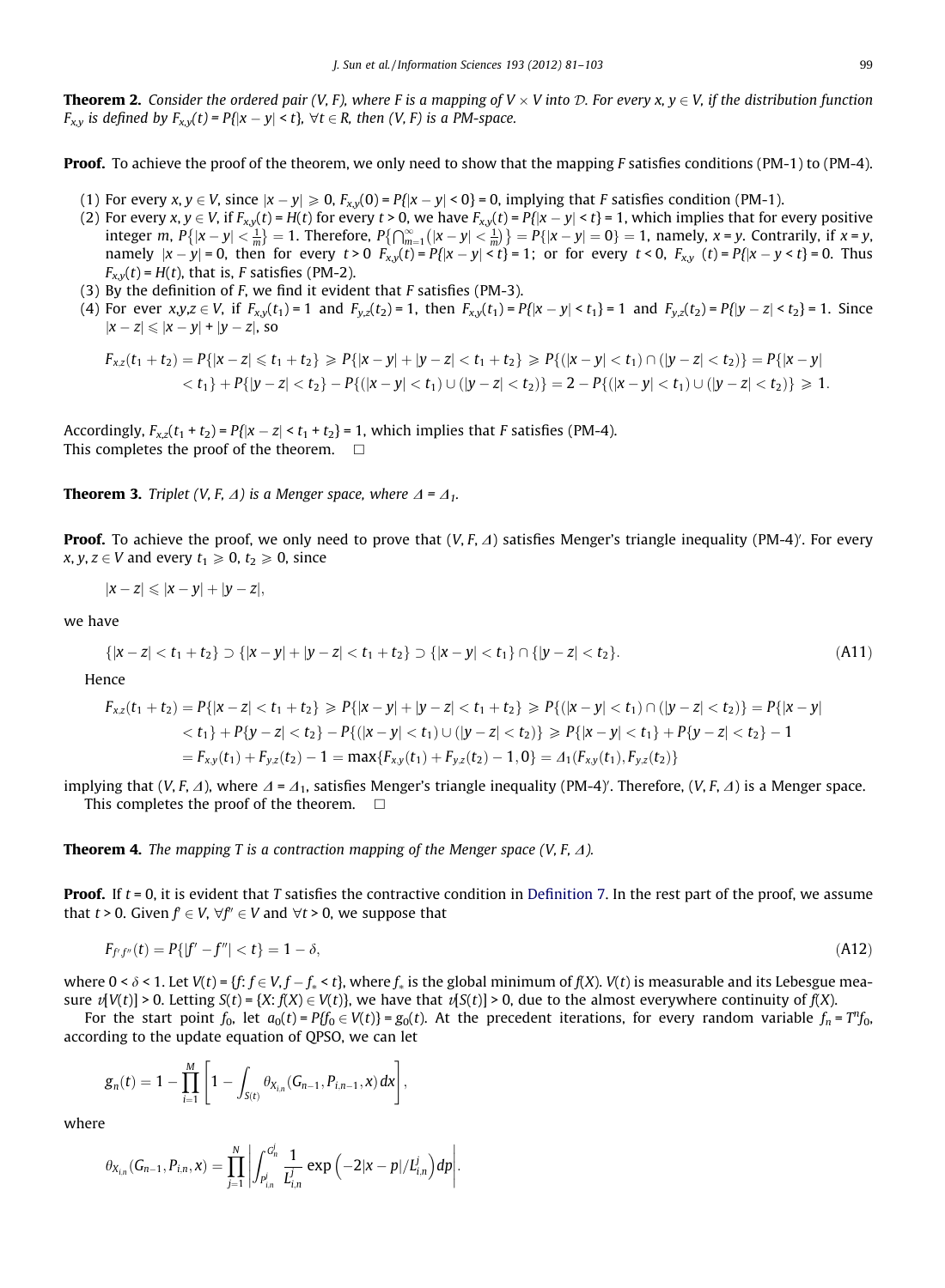**Theorem 2.** *Consider the ordered pair (V, F), where F is a mapping of V × V into $\mathcal{D}$. For every x, y ∈ V, if the distribution function $F_{x,y}$ is defined by $F_{x,y}(t) = P\{|x - y| < t\}$, ∀t ∈ R, then (V, F) is a PM-space.*

**Proof.** To achieve the proof of the theorem, we only need to show that the mapping F satisfies conditions (PM-1) to (PM-4).

(1) For every $x, y \in V$, since $|x - y| \geqslant 0$, $F_{x,y}(0) = P\{|x - y| < 0\} = 0$, implying that F satisfies condition (PM-1).

(2) For every $x, y \in V$, if $F_{x,y}(t) = H(t)$ for every $t > 0$, we have $F_{x,y}(t) = P\{|x - y| < t\} = 1$, which implies that for every positive integer m, $P\{|x-y| < \frac{1}{m}\} = 1$. Therefore, $P\{\bigcap_{m=1}^{\infty}(|x-y| < \frac{1}{m})\} = P\{|x-y| = 0\} = 1$, namely, $x = y$. Contrarily, if $x = y$, namely $|x - y| = 0$, then for every $t > 0$ $F_{x,y}(t) = P\{|x - y| < t\} = 1$; or for every $t < 0$, $F_{x,y}(t) = P\{|x - y < t\} = 0$. Thus $F_{x,y}(t) = H(t)$, that is, F satisfies (PM-2).

(3) By the definition of F, we find it evident that F satisfies (PM-3).

(4) For ever $x,y,z \in V$, if $F_{x,y}(t_1) = 1$ and $F_{y,z}(t_2) = 1$, then $F_{x,y}(t_1) = P\{|x - y| < t_1\} = 1$ and $F_{y,z}(t_2) = P\{|y - z| < t_2\} = 1$. Since $|x - z| \leqslant |x - y| + |y - z|$, so

$$F_{x,z}(t_1+t_2) = P\{|x-z| \leqslant t_1+t_2\} \geqslant P\{|x-y|+|y-z| < t_1+t_2\} \geqslant P\{(|x-y| < t_1) \cap (|y-z| < t_2)\} = P\{|x-y| < t_1\} + P\{|y-z| < t_2\} - P\{(|x-y| < t_1) \cup (|y-z| < t_2)\} = 2 - P\{(|x-y| < t_1) \cup (|y-z| < t_2)\} \geqslant 1.$$

Accordingly, $F_{x,z}(t_1 + t_2) = P\{|x - z| < t_1 + t_2\} = 1$, which implies that F satisfies (PM-4).
This completes the proof of the theorem. □

**Theorem 3.** *Triplet (V, F, Δ) is a Menger space, where $\Delta = \Delta_1$.*

**Proof.** To achieve the proof, we only need to prove that (V, F, Δ) satisfies Menger's triangle inequality (PM-4)′. For every $x, y, z \in V$ and every $t_1 \geqslant 0$, $t_2 \geqslant 0$, since

$$|x - z| \leqslant |x - y| + |y - z|,$$

we have

$$\{|x-z| < t_1+t_2\} \supset \{|x-y|+|y-z| < t_1+t_2\} \supset \{|x-y| < t_1\} \cap \{|y-z| < t_2\}. \tag{A11}$$

Hence

$$\begin{aligned}F_{x,z}(t_1+t_2) &= P\{|x-z| < t_1+t_2\} \geqslant P\{|x-y|+|y-z| < t_1+t_2\} \geqslant P\{(|x-y| < t_1) \cap (|y-z| < t_2)\} = P\{|x-y| < t_1\} + P\{y-z| < t_2\} - P\{(|x-y| < t_1) \cup (|y-z| < t_2)\} \geqslant P\{|x-y| < t_1\} + P\{|y-z| < t_2\} - 1 \\ &= F_{x,y}(t_1) + F_{y,z}(t_2) - 1 = \max\{F_{x,y}(t_1) + F_{y,z}(t_2) - 1, 0\} = \Delta_1(F_{x,y}(t_1), F_{y,z}(t_2))\end{aligned}$$

implying that (V, F, Δ), where $\Delta = \Delta_1$, satisfies Menger's triangle inequality (PM-4)′. Therefore, (V, F, Δ) is a Menger space.
This completes the proof of the theorem. □

**Theorem 4.** *The mapping T is a contraction mapping of the Menger space (V, F, Δ).*

**Proof.** If $t = 0$, it is evident that T satisfies the contractive condition in Definition 7. In the rest part of the proof, we assume that $t > 0$. Given $f' \in V$, $\forall f'' \in V$ and $\forall t > 0$, we suppose that

$$F_{f'f''}(t) = P\{|f' - f''| < t\} = 1 - \delta, \tag{A12}$$

where $0 < \delta < 1$. Let $V(t) = \{f: f \in V, f - f_* < t\}$, where $f_*$ is the global minimum of $f(X)$. $V(t)$ is measurable and its Lebesgue measure $v[V(t)] > 0$. Letting $S(t) = \{X: f(X) \in V(t)\}$, we have that $v[S(t)] > 0$, due to the almost everywhere continuity of $f(X)$.

For the start point $f_0$, let $a_0(t) = P\{f_0 \in V(t)\} = g_0(t)$. At the precedent iterations, for every random variable $f_n = T^n f_0$, according to the update equation of QPSO, we can let

$$g_n(t) = 1 - \prod_{i=1}^{M}\left[1 - \int_{S(t)} \theta_{X_{i,n}}(G_{n-1}, P_{i,n-1}, x)\,dx\right],$$

where

$$\theta_{X_{i,n}}(G_{n-1}, P_{i,n}, x) = \prod_{j=1}^{N}\left|\int_{P_{i,n}^j}^{G_n^j} \frac{1}{L_{i,n}^j}\exp\left(-2|x-p|/L_{i,n}^j\right)dp\right|.$$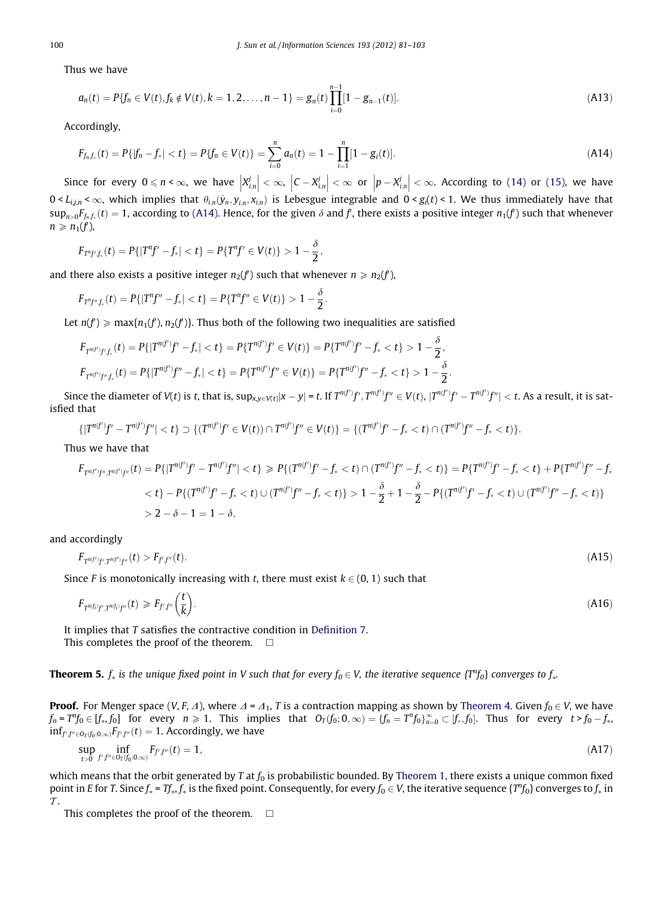Thus we have

$$a_n(t) = P\{f_n \in V(t), f_k \notin V(t), k = 1, 2, \ldots, n-1\} = g_n(t)\prod_{i=0}^{n-1}[1 - g_{n-1}(t)]. \tag{A13}$$

Accordingly,

$$F_{f_n f_*}(t) = P\{|f_n - f_*| < t\} = P\{f_n \in V(t)\} = \sum_{i=0}^{n} a_n(t) = 1 - \prod_{i=1}^{n}[1 - g_i(t)]. \tag{A14}$$

Since for every $0 \leqslant n < \infty$, we have $\left|X_{i,n}^j\right| < \infty$, $\left|C - X_{i,n}^j\right| < \infty$ or $\left|p - X_{i,n}^j\right| < \infty$. According to (14) or (15), we have $0 < L_{i,j,n} < \infty$, which implies that $\theta_{i,n}(\hat{y}_n, y_{i,n}, x_{i,n})$ is Lebesgue integrable and $0 < g_i(t) < 1$. We thus immediately have that $\sup_{n>0} F_{f_n f_*}(t) = 1$, according to (A14). Hence, for the given $\delta$ and $f'$, there exists a positive integer $n_1(f')$ such that whenever $n \geqslant n_1(f')$,

$$F_{T^n f' f_*}(t) = P\{|T^n f' - f_*| < t\} = P\{T^n f' \in V(t)\} > 1 - \frac{\delta}{2},$$

and there also exists a positive integer $n_2(f')$ such that whenever $n \geqslant n_2(f')$,

$$F_{T^n f'' f_*}(t) = P\{|T^n f'' - f_*| < t\} = P\{T^n f'' \in V(t)\} > 1 - \frac{\delta}{2}.$$

Let $n(f') \geqslant \max\{n_1(f'), n_2(f')\}$. Thus both of the following two inequalities are satisfied

$$F_{T^{n(f')} f' f_*}(t) = P\{|T^{n(f')} f' - f_*| < t\} = P\{T^{n(f')} f' \in V(t)\} = P\{T^{n(f')} f' - f_* < t\} > 1 - \frac{\delta}{2},$$
$$F_{T^{n(f')} f'' f_*}(t) = P\{|T^{n(f')} f'' - f_*| < t\} = P\{T^{n(f')} f'' \in V(t)\} = P\{T^{n(f')} f'' - f_* < t\} > 1 - \frac{\delta}{2}.$$

Since the diameter of $V(t)$ is $t$, that is, $\sup_{x,y \in V(t)}|x - y| = t$. If $T^{n(f')} f', T^{n(f')} f'' \in V(t)$, $|T^{n(f')} f' - T^{n(f')} f''| < t$. As a result, it is satisfied that

$$\{|T^{n(f')} f' - T^{n(f')} f''| < t\} \supset \{(T^{n(f')} f' \in V(t)) \cap T^{n(f')} f'' \in V(t)\} = \{(T^{n(f')} f' - f_* < t) \cap (T^{n(f')} f'' - f_* < t)\}.$$

Thus we have that

$$\begin{aligned}
F_{T^{n(f')} f'', T^{n(f')} f''}(t) &= P\{|T^{n(f')} f' - T^{n(f')} f''| < t\} \geqslant P\{(T^{n(f')} f' - f_* < t) \cap (T^{n(f')} f'' - f_* < t)\} = P\{T^{n(f')} f' - f_* < t\} + P\{T^{n(f')} f'' - f_* \\
&< t\} - P\{(T^{n(f')} f' - f_* < t) \cup (T^{n(f')} f'' - f_* < t)\} > 1 - \frac{\delta}{2} + 1 - \frac{\delta}{2} - P\{(T^{n(f')} f' - f_* < t) \cup (T^{n(f')} f'' - f_* < t)\} \\
&> 2 - \delta - 1 = 1 - \delta,
\end{aligned}$$

and accordingly

$$F_{T^{n(f')} f', T^{n(f')} f''}(t) > F_{f' f''}(t). \tag{A15}$$

Since $F$ is monotonically increasing with $t$, there must exist $k \in (0, 1)$ such that

$$F_{T^{n(f_i)} f', T^{n(f_i)} f''}(t) \geqslant F_{f' f''}\left(\frac{t}{k}\right). \tag{A16}$$

It implies that $T$ satisfies the contractive condition in Definition 7.

This completes the proof of the theorem. $\square$

**Theorem 5.** *$f_*$ is the unique fixed point in $V$ such that for every $f_0 \in V$, the iterative sequence $\{T^n f_0\}$ converges to $f_*$.*

**Proof.** For Menger space $(V, F, \Delta)$, where $\Delta = \Delta_1$, $T$ is a contraction mapping as shown by Theorem 4. Given $f_0 \in V$, we have $f_n = T^n f_0 \in [f_*, f_0]$ for every $n \geqslant 1$. This implies that $O_T(f_0; 0, \infty) = \{f_n = T^n f_0\}_{n=0}^{\infty} \subset [f_*, f_0]$. Thus for every $t > f_0 - f_*$, $\inf_{f', f'' \in O_T(f_0; 0, \infty)} F_{f' f''}(t) = 1$. Accordingly, we have

$$\sup_{t>0} \inf_{f', f'' \in O_T(f_0; 0, \infty)} F_{f' f''}(t) = 1, \tag{A17}$$

which means that the orbit generated by $T$ at $f_0$ is probabilistic bounded. By Theorem 1, there exists a unique common fixed point in $E$ for $T$. Since $f_* = Tf_*$, $f_*$ is the fixed point. Consequently, for every $f_0 \in V$, the iterative sequence $\{T^n f_0\}$ converges to $f_*$ in $\mathcal{T}$.

This completes the proof of the theorem. $\square$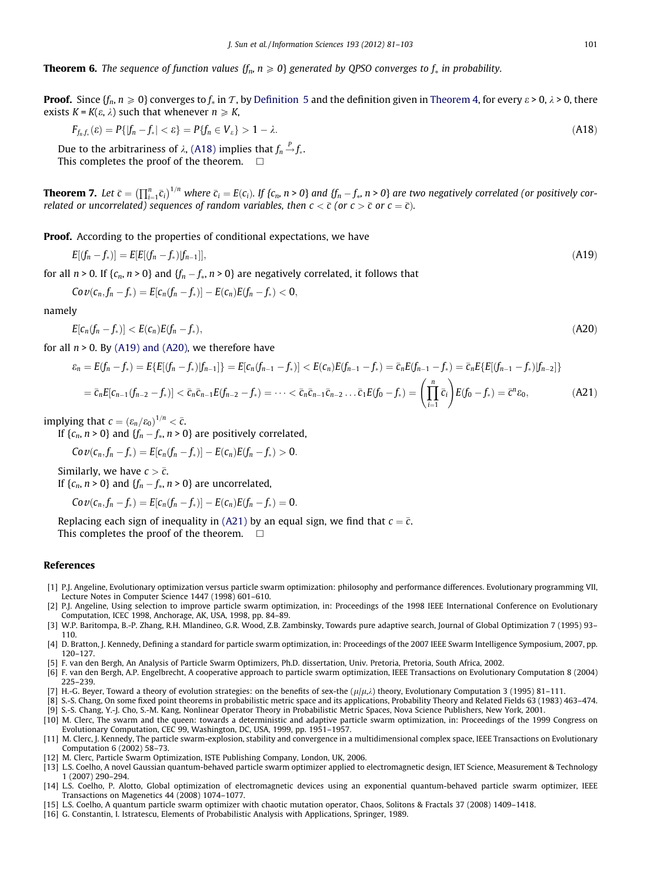**Theorem 6.** *The sequence of function values $\{f_n, n \geqslant 0\}$ generated by QPSO converges to $f_*$ in probability.*

**Proof.** Since $\{f_n, n \geqslant 0\}$ converges to $f_*$ in $\mathcal{T}$, by Definition 5 and the definition given in Theorem 4, for every $\varepsilon > 0$, $\lambda > 0$, there exists $K = K(\varepsilon, \lambda)$ such that whenever $n \geqslant K$,

$$F_{f_n f_*}(\varepsilon) = P\{|f_n - f_*| < \varepsilon\} = P\{f_n \in V_\varepsilon\} > 1 - \lambda. \tag{A18}$$

Due to the arbitrariness of $\lambda$, (A18) implies that $f_n \xrightarrow{P} f_*$.

This completes the proof of the theorem. □

**Theorem 7.** *Let $\bar{c} = \left(\prod_{i=1}^{n} \bar{c}_i\right)^{1/n}$ where $\bar{c}_i = E(c_i)$. If $\{c_n, n > 0\}$ and $\{f_n - f_*, n > 0\}$ are two negatively correlated (or positively correlated or uncorrelated) sequences of random variables, then $c < \bar{c}$ (or $c > \bar{c}$ or $c = \bar{c}$).*

**Proof.** According to the properties of conditional expectations, we have

$$E[(f_n - f_*)] = E[E[(f_n - f_*)|f_{n-1}]], \tag{A19}$$

for all $n > 0$. If $\{c_n, n > 0\}$ and $\{f_n - f_*, n > 0\}$ are negatively correlated, it follows that

$$Cov(c_n, f_n - f_*) = E[c_n(f_n - f_*)] - E(c_n)E(f_n - f_*) < 0,$$

namely

$$E[c_n(f_n - f_*)] < E(c_n)E(f_n - f_*), \tag{A20}$$

for all $n > 0$. By (A19) and (A20), we therefore have

$$\begin{aligned}
\varepsilon_n &= E(f_n - f_*) = E\{E[(f_n - f_*)|f_{n-1}]\} = E[c_n(f_{n-1} - f_*)] < E(c_n)E(f_{n-1} - f_*) = \bar{c}_n E(f_{n-1} - f_*) = \bar{c}_n E\{E[(f_{n-1} - f_*)|f_{n-2}]\} \\
&= \bar{c}_n E[c_{n-1}(f_{n-2} - f_*)] < \bar{c}_n \bar{c}_{n-1} E(f_{n-2} - f_*) = \cdots < \bar{c}_n \bar{c}_{n-1} \bar{c}_{n-2} \ldots \bar{c}_1 E(f_0 - f_*) = \left(\prod_{i=1}^{n} \bar{c}_i\right) E(f_0 - f_*) = \bar{c}^n \varepsilon_0,
\end{aligned} \tag{A21}$$

implying that $c = (\varepsilon_n/\varepsilon_0)^{1/n} < \bar{c}$.

If $\{c_n, n > 0\}$ and $\{f_n - f_*, n > 0\}$ are positively correlated,

$$Cov(c_n, f_n - f_*) = E[c_n(f_n - f_*)] - E(c_n)E(f_n - f_*) > 0.$$

Similarly, we have $c > \bar{c}$.

If $\{c_n, n > 0\}$ and $\{f_n - f_*, n > 0\}$ are uncorrelated,

$$Cov(c_n, f_n - f_*) = E[c_n(f_n - f_*)] - E(c_n)E(f_n - f_*) = 0.$$

Replacing each sign of inequality in (A21) by an equal sign, we find that $c = \bar{c}$.

This completes the proof of the theorem. □

## References

[1] P.J. Angeline, Evolutionary optimization versus particle swarm optimization: philosophy and performance differences. Evolutionary programming VII, Lecture Notes in Computer Science 1447 (1998) 601–610.

[2] P.J. Angeline, Using selection to improve particle swarm optimization, in: Proceedings of the 1998 IEEE International Conference on Evolutionary Computation, ICEC 1998, Anchorage, AK, USA, 1998, pp. 84–89.

[3] W.P. Baritompa, B.-P. Zhang, R.H. Mlandineo, G.R. Wood, Z.B. Zambinsky, Towards pure adaptive search, Journal of Global Optimization 7 (1995) 93–110.

[4] D. Bratton, J. Kennedy, Defining a standard for particle swarm optimization, in: Proceedings of the 2007 IEEE Swarm Intelligence Symposium, 2007, pp. 120–127.

[5] F. van den Bergh, An Analysis of Particle Swarm Optimizers, Ph.D. dissertation, Univ. Pretoria, Pretoria, South Africa, 2002.

[6] F. van den Bergh, A.P. Engelbrecht, A cooperative approach to particle swarm optimization, IEEE Transactions on Evolutionary Computation 8 (2004) 225–239.

[7] H.-G. Beyer, Toward a theory of evolution strategies: on the benefits of sex-the $(\mu/\mu,\lambda)$ theory, Evolutionary Computation 3 (1995) 81–111.

[8] S.-S. Chang, On some fixed point theorems in probabilistic metric space and its applications, Probability Theory and Related Fields 63 (1983) 463–474.

[9] S.-S. Chang, Y.-J. Cho, S.-M. Kang, Nonlinear Operator Theory in Probabilistic Metric Spaces, Nova Science Publishers, New York, 2001.

[10] M. Clerc, The swarm and the queen: towards a deterministic and adaptive particle swarm optimization, in: Proceedings of the 1999 Congress on Evolutionary Computation, CEC 99, Washington, DC, USA, 1999, pp. 1951–1957.

[11] M. Clerc, J. Kennedy, The particle swarm-explosion, stability and convergence in a multidimensional complex space, IEEE Transactions on Evolutionary Computation 6 (2002) 58–73.

[12] M. Clerc, Particle Swarm Optimization, ISTE Publishing Company, London, UK, 2006.

[13] L.S. Coelho, A novel Gaussian quantum-behaved particle swarm optimizer applied to electromagnetic design, IET Science, Measurement & Technology 1 (2007) 290–294.

[14] L.S. Coelho, P. Alotto, Global optimization of electromagnetic devices using an exponential quantum-behaved particle swarm optimizer, IEEE Transactions on Magenetics 44 (2008) 1074–1077.

[15] L.S. Coelho, A quantum particle swarm optimizer with chaotic mutation operator, Chaos, Solitons & Fractals 37 (2008) 1409–1418.

[16] G. Constantin, I. Istratescu, Elements of Probabilistic Analysis with Applications, Springer, 1989.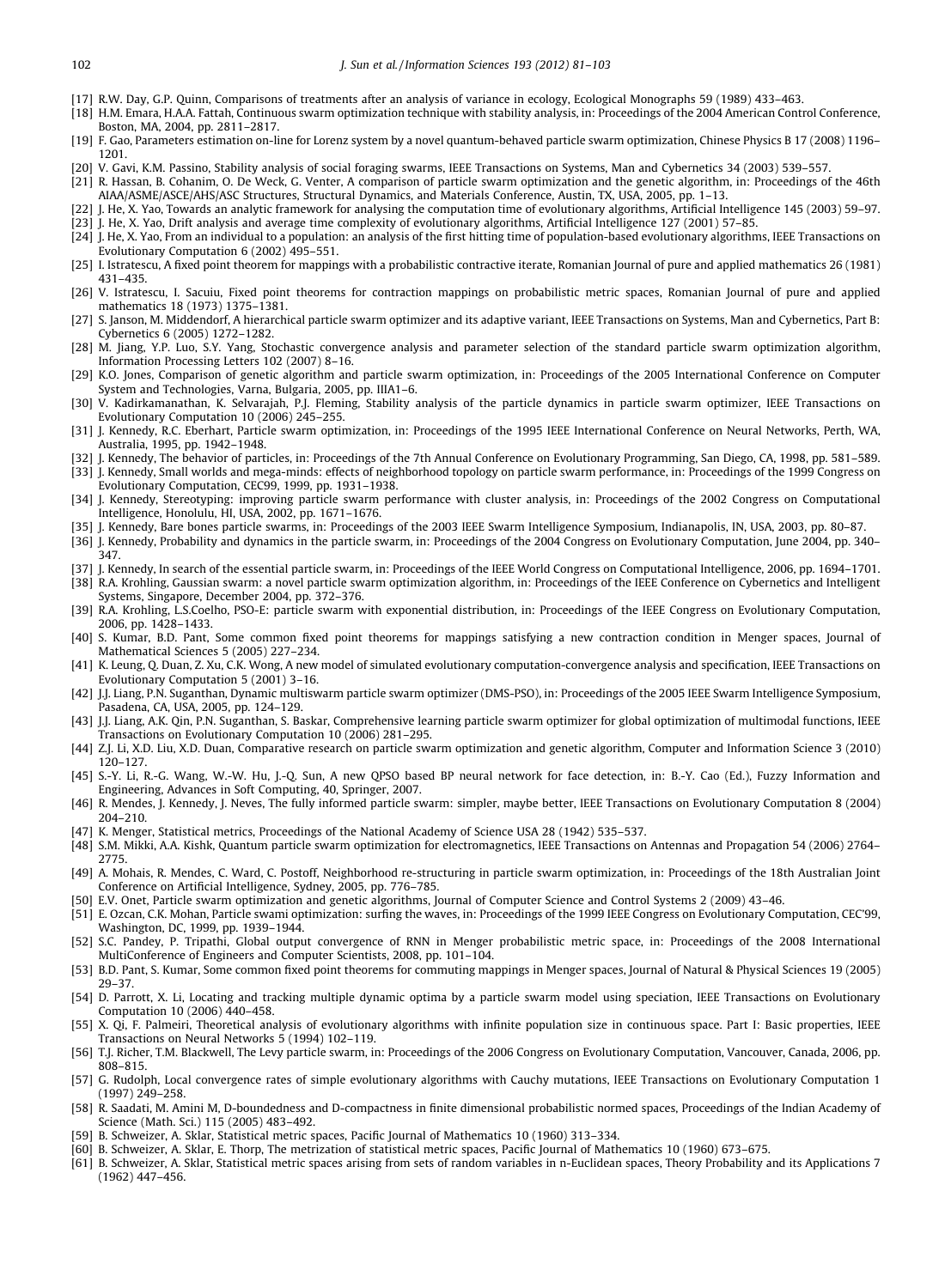[17] R.W. Day, G.P. Quinn, Comparisons of treatments after an analysis of variance in ecology, Ecological Monographs 59 (1989) 433–463.

[18] H.M. Emara, H.A.A. Fattah, Continuous swarm optimization technique with stability analysis, in: Proceedings of the 2004 American Control Conference, Boston, MA, 2004, pp. 2811–2817.

[19] F. Gao, Parameters estimation on-line for Lorenz system by a novel quantum-behaved particle swarm optimization, Chinese Physics B 17 (2008) 1196–1201.

[20] V. Gavi, K.M. Passino, Stability analysis of social foraging swarms, IEEE Transactions on Systems, Man and Cybernetics 34 (2003) 539–557.

[21] R. Hassan, B. Cohanim, O. De Weck, G. Venter, A comparison of particle swarm optimization and the genetic algorithm, in: Proceedings of the 46th AIAA/ASME/ASCE/AHS/ASC Structures, Structural Dynamics, and Materials Conference, Austin, TX, USA, 2005, pp. 1–13.

[22] J. He, X. Yao, Towards an analytic framework for analysing the computation time of evolutionary algorithms, Artificial Intelligence 145 (2003) 59–97.

[23] J. He, X. Yao, Drift analysis and average time complexity of evolutionary algorithms, Artificial Intelligence 127 (2001) 57–85.

[24] J. He, X. Yao, From an individual to a population: an analysis of the first hitting time of population-based evolutionary algorithms, IEEE Transactions on Evolutionary Computation 6 (2002) 495–551.

[25] I. Istratescu, A fixed point theorem for mappings with a probabilistic contractive iterate, Romanian Journal of pure and applied mathematics 26 (1981) 431–435.

[26] V. Istratescu, I. Sacuiu, Fixed point theorems for contraction mappings on probabilistic metric spaces, Romanian Journal of pure and applied mathematics 18 (1973) 1375–1381.

[27] S. Janson, M. Middendorf, A hierarchical particle swarm optimizer and its adaptive variant, IEEE Transactions on Systems, Man and Cybernetics, Part B: Cybernetics 6 (2005) 1272–1282.

[28] M. Jiang, Y.P. Luo, S.Y. Yang, Stochastic convergence analysis and parameter selection of the standard particle swarm optimization algorithm, Information Processing Letters 102 (2007) 8–16.

[29] K.O. Jones, Comparison of genetic algorithm and particle swarm optimization, in: Proceedings of the 2005 International Conference on Computer System and Technologies, Varna, Bulgaria, 2005, pp. IIIA1–6.

[30] V. Kadirkamanathan, K. Selvarajah, P.J. Fleming, Stability analysis of the particle dynamics in particle swarm optimizer, IEEE Transactions on Evolutionary Computation 10 (2006) 245–255.

[31] J. Kennedy, R.C. Eberhart, Particle swarm optimization, in: Proceedings of the 1995 IEEE International Conference on Neural Networks, Perth, WA, Australia, 1995, pp. 1942–1948.

[32] J. Kennedy, The behavior of particles, in: Proceedings of the 7th Annual Conference on Evolutionary Programming, San Diego, CA, 1998, pp. 581–589.

[33] J. Kennedy, Small worlds and mega-minds: effects of neighborhood topology on particle swarm performance, in: Proceedings of the 1999 Congress on Evolutionary Computation, CEC99, 1999, pp. 1931–1938.

[34] J. Kennedy, Stereotyping: improving particle swarm performance with cluster analysis, in: Proceedings of the 2002 Congress on Computational Intelligence, Honolulu, HI, USA, 2002, pp. 1671–1676.

[35] J. Kennedy, Bare bones particle swarms, in: Proceedings of the 2003 IEEE Swarm Intelligence Symposium, Indianapolis, IN, USA, 2003, pp. 80–87.

[36] J. Kennedy, Probability and dynamics in the particle swarm, in: Proceedings of the 2004 Congress on Evolutionary Computation, June 2004, pp. 340–347.

[37] J. Kennedy, In search of the essential particle swarm, in: Proceedings of the IEEE World Congress on Computational Intelligence, 2006, pp. 1694–1701.

[38] R.A. Krohling, Gaussian swarm: a novel particle swarm optimization algorithm, in: Proceedings of the IEEE Conference on Cybernetics and Intelligent Systems, Singapore, December 2004, pp. 372–376.

[39] R.A. Krohling, L.S.Coelho, PSO-E: particle swarm with exponential distribution, in: Proceedings of the IEEE Congress on Evolutionary Computation, 2006, pp. 1428–1433.

[40] S. Kumar, B.D. Pant, Some common fixed point theorems for mappings satisfying a new contraction condition in Menger spaces, Journal of Mathematical Sciences 5 (2005) 227–234.

[41] K. Leung, Q. Duan, Z. Xu, C.K. Wong, A new model of simulated evolutionary computation-convergence analysis and specification, IEEE Transactions on Evolutionary Computation 5 (2001) 3–16.

[42] J.J. Liang, P.N. Suganthan, Dynamic multiswarm particle swarm optimizer (DMS-PSO), in: Proceedings of the 2005 IEEE Swarm Intelligence Symposium, Pasadena, CA, USA, 2005, pp. 124–129.

[43] J.J. Liang, A.K. Qin, P.N. Suganthan, S. Baskar, Comprehensive learning particle swarm optimizer for global optimization of multimodal functions, IEEE Transactions on Evolutionary Computation 10 (2006) 281–295.

[44] Z.J. Li, X.D. Liu, X.D. Duan, Comparative research on particle swarm optimization and genetic algorithm, Computer and Information Science 3 (2010) 120–127.

[45] S.-Y. Li, R.-G. Wang, W.-W. Hu, J.-Q. Sun, A new QPSO based BP neural network for face detection, in: B.-Y. Cao (Ed.), Fuzzy Information and Engineering, Advances in Soft Computing, 40, Springer, 2007.

[46] R. Mendes, J. Kennedy, J. Neves, The fully informed particle swarm: simpler, maybe better, IEEE Transactions on Evolutionary Computation 8 (2004) 204–210.

[47] K. Menger, Statistical metrics, Proceedings of the National Academy of Science USA 28 (1942) 535–537.

[48] S.M. Mikki, A.A. Kishk, Quantum particle swarm optimization for electromagnetics, IEEE Transactions on Antennas and Propagation 54 (2006) 2764–2775.

[49] A. Mohais, R. Mendes, C. Ward, C. Postoff, Neighborhood re-structuring in particle swarm optimization, in: Proceedings of the 18th Australian Joint Conference on Artificial Intelligence, Sydney, 2005, pp. 776–785.

[50] E.V. Onet, Particle swarm optimization and genetic algorithms, Journal of Computer Science and Control Systems 2 (2009) 43–46.

[51] E. Ozcan, C.K. Mohan, Particle swami optimization: surfing the waves, in: Proceedings of the 1999 IEEE Congress on Evolutionary Computation, CEC'99, Washington, DC, 1999, pp. 1939–1944.

[52] S.C. Pandey, P. Tripathi, Global output convergence of RNN in Menger probabilistic metric space, in: Proceedings of the 2008 International MultiConference of Engineers and Computer Scientists, 2008, pp. 101–104.

[53] B.D. Pant, S. Kumar, Some common fixed point theorems for commuting mappings in Menger spaces, Journal of Natural & Physical Sciences 19 (2005) 29–37.

[54] D. Parrott, X. Li, Locating and tracking multiple dynamic optima by a particle swarm model using speciation, IEEE Transactions on Evolutionary Computation 10 (2006) 440–458.

[55] X. Qi, F. Palmeiri, Theoretical analysis of evolutionary algorithms with infinite population size in continuous space. Part I: Basic properties, IEEE Transactions on Neural Networks 5 (1994) 102–119.

[56] T.J. Richer, T.M. Blackwell, The Levy particle swarm, in: Proceedings of the 2006 Congress on Evolutionary Computation, Vancouver, Canada, 2006, pp. 808–815.

[57] G. Rudolph, Local convergence rates of simple evolutionary algorithms with Cauchy mutations, IEEE Transactions on Evolutionary Computation 1 (1997) 249–258.

[58] R. Saadati, M. Amini M, D-boundedness and D-compactness in finite dimensional probabilistic normed spaces, Proceedings of the Indian Academy of Science (Math. Sci.) 115 (2005) 483–492.

[59] B. Schweizer, A. Sklar, Statistical metric spaces, Pacific Journal of Mathematics 10 (1960) 313–334.

[60] B. Schweizer, A. Sklar, E. Thorp, The metrization of statistical metric spaces, Pacific Journal of Mathematics 10 (1960) 673–675.

[61] B. Schweizer, A. Sklar, Statistical metric spaces arising from sets of random variables in n-Euclidean spaces, Theory Probability and its Applications 7 (1962) 447–456.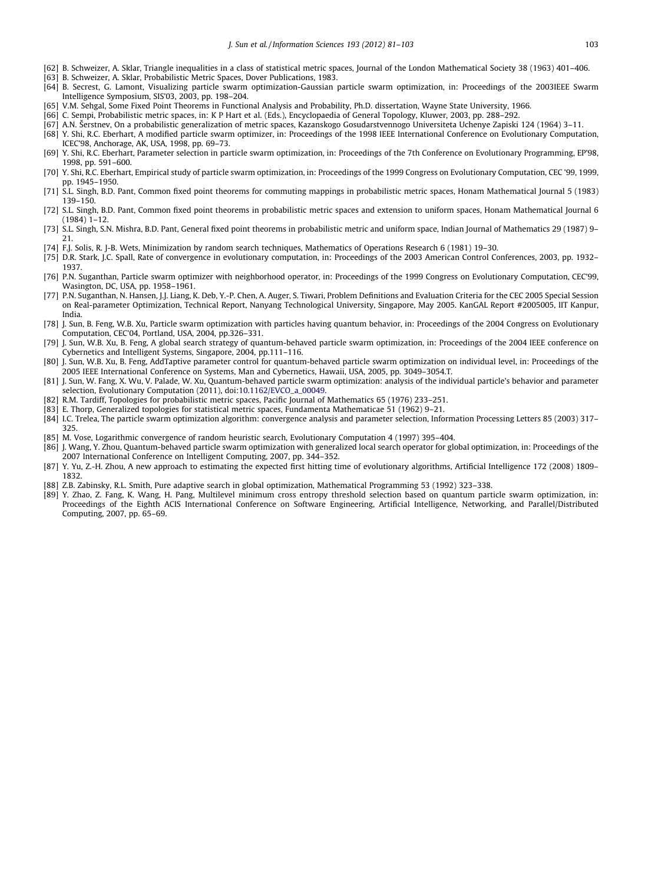[62] B. Schweizer, A. Sklar, Triangle inequalities in a class of statistical metric spaces, Journal of the London Mathematical Society 38 (1963) 401–406.

[63] B. Schweizer, A. Sklar, Probabilistic Metric Spaces, Dover Publications, 1983.

[64] B. Secrest, G. Lamont, Visualizing particle swarm optimization-Gaussian particle swarm optimization, in: Proceedings of the 2003IEEE Swarm Intelligence Symposium, SIS'03, 2003, pp. 198–204.

[65] V.M. Sehgal, Some Fixed Point Theorems in Functional Analysis and Probability, Ph.D. dissertation, Wayne State University, 1966.

[66] C. Sempi, Probabilistic metric spaces, in: K P Hart et al. (Eds.), Encyclopaedia of General Topology, Kluwer, 2003, pp. 288–292.

[67] A.N. Šerstnev, On a probabilistic generalization of metric spaces, Kazanskogo Gosudarstvennogo Universiteta Uchenye Zapiski 124 (1964) 3–11.

[68] Y. Shi, R.C. Eberhart, A modified particle swarm optimizer, in: Proceedings of the 1998 IEEE International Conference on Evolutionary Computation, ICEC'98, Anchorage, AK, USA, 1998, pp. 69–73.

[69] Y. Shi, R.C. Eberhart, Parameter selection in particle swarm optimization, in: Proceedings of the 7th Conference on Evolutionary Programming, EP'98, 1998, pp. 591–600.

[70] Y. Shi, R.C. Eberhart, Empirical study of particle swarm optimization, in: Proceedings of the 1999 Congress on Evolutionary Computation, CEC '99, 1999, pp. 1945–1950.

[71] S.L. Singh, B.D. Pant, Common fixed point theorems for commuting mappings in probabilistic metric spaces, Honam Mathematical Journal 5 (1983) 139–150.

[72] S.L. Singh, B.D. Pant, Common fixed point theorems in probabilistic metric spaces and extension to uniform spaces, Honam Mathematical Journal 6 (1984) 1–12.

[73] S.L. Singh, S.N. Mishra, B.D. Pant, General fixed point theorems in probabilistic metric and uniform space, Indian Journal of Mathematics 29 (1987) 9–21.

[74] F.J. Solis, R. J-B. Wets, Minimization by random search techniques, Mathematics of Operations Research 6 (1981) 19–30.

[75] D.R. Stark, J.C. Spall, Rate of convergence in evolutionary computation, in: Proceedings of the 2003 American Control Conferences, 2003, pp. 1932–1937.

[76] P.N. Suganthan, Particle swarm optimizer with neighborhood operator, in: Proceedings of the 1999 Congress on Evolutionary Computation, CEC'99, Wasington, DC, USA, pp. 1958–1961.

[77] P.N. Suganthan, N. Hansen, J.J. Liang, K. Deb, Y.-P. Chen, A. Auger, S. Tiwari, Problem Definitions and Evaluation Criteria for the CEC 2005 Special Session on Real-parameter Optimization, Technical Report, Nanyang Technological University, Singapore, May 2005. KanGAL Report #2005005, IIT Kanpur, India.

[78] J. Sun, B. Feng, W.B. Xu, Particle swarm optimization with particles having quantum behavior, in: Proceedings of the 2004 Congress on Evolutionary Computation, CEC'04, Portland, USA, 2004, pp.326–331.

[79] J. Sun, W.B. Xu, B. Feng, A global search strategy of quantum-behaved particle swarm optimization, in: Proceedings of the 2004 IEEE conference on Cybernetics and Intelligent Systems, Singapore, 2004, pp.111–116.

[80] J. Sun, W.B. Xu, B. Feng, AddTaptive parameter control for quantum-behaved particle swarm optimization on individual level, in: Proceedings of the 2005 IEEE International Conference on Systems, Man and Cybernetics, Hawaii, USA, 2005, pp. 3049–3054.T.

[81] J. Sun, W. Fang, X. Wu, V. Palade, W. Xu, Quantum-behaved particle swarm optimization: analysis of the individual particle's behavior and parameter selection, Evolutionary Computation (2011), doi:10.1162/EVCO_a_00049.

[82] R.M. Tardiff, Topologies for probabilistic metric spaces, Pacific Journal of Mathematics 65 (1976) 233–251.

[83] E. Thorp, Generalized topologies for statistical metric spaces, Fundamenta Mathematicae 51 (1962) 9–21.

[84] I.C. Trelea, The particle swarm optimization algorithm: convergence analysis and parameter selection, Information Processing Letters 85 (2003) 317–325.

[85] M. Vose, Logarithmic convergence of random heuristic search, Evolutionary Computation 4 (1997) 395–404.

[86] J. Wang, Y. Zhou, Quantum-behaved particle swarm optimization with generalized local search operator for global optimization, in: Proceedings of the 2007 International Conference on Intelligent Computing, 2007, pp. 344–352.

[87] Y. Yu, Z.-H. Zhou, A new approach to estimating the expected first hitting time of evolutionary algorithms, Artificial Intelligence 172 (2008) 1809–1832.

[88] Z.B. Zabinsky, R.L. Smith, Pure adaptive search in global optimization, Mathematical Programming 53 (1992) 323–338.

[89] Y. Zhao, Z. Fang, K. Wang, H. Pang, Multilevel minimum cross entropy threshold selection based on quantum particle swarm optimization, in: Proceedings of the Eighth ACIS International Conference on Software Engineering, Artificial Intelligence, Networking, and Parallel/Distributed Computing, 2007, pp. 65–69.